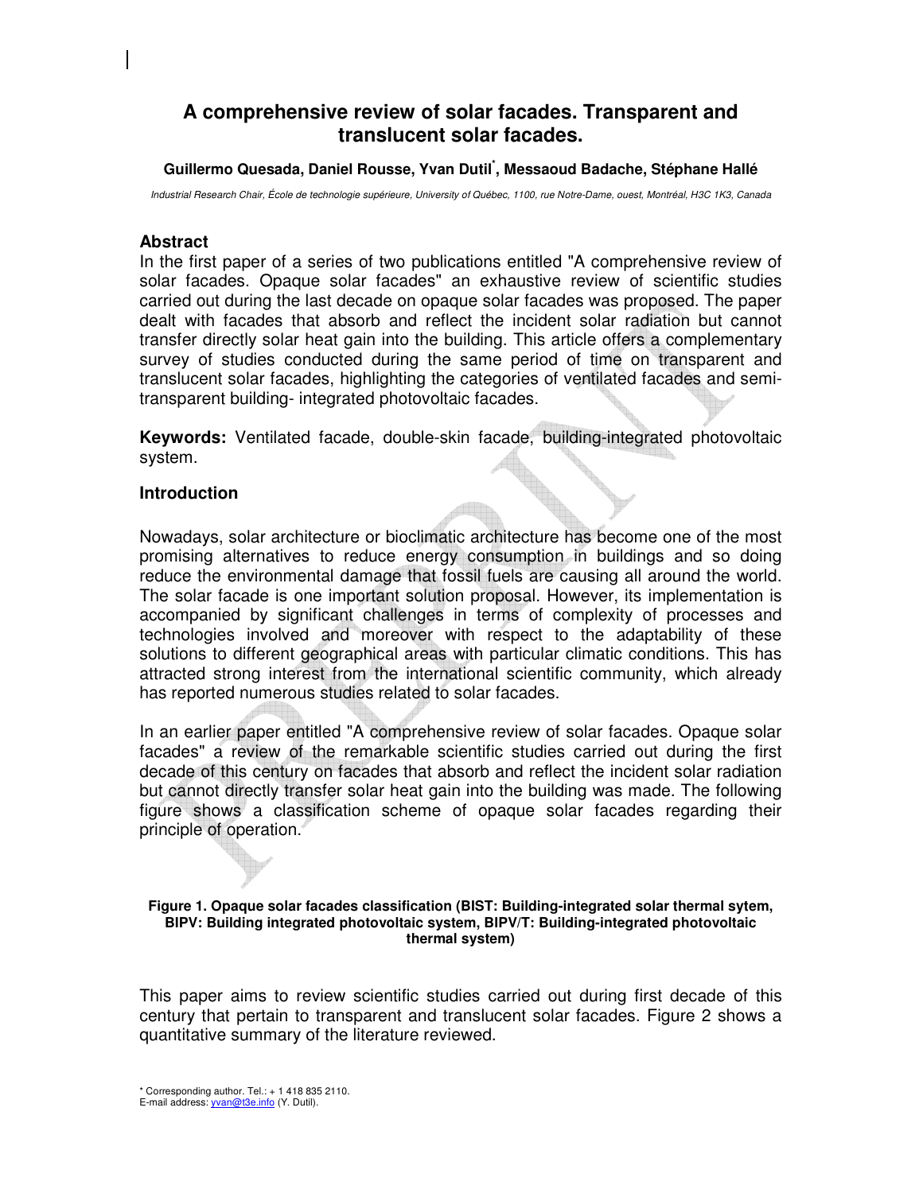# A comprehensive review of solar facades. Transparent and translucent solar facades.

**Guillermo Quesada, Daniel Rousse, Yvan Dutil*, Messaoud Badache, Stéphane Hallé**

*Industrial Research Chair, École de technologie supérieure, University of Québec, 1100, rue Notre-Dame, ouest, Montréal, H3C 1K3, Canada*

## Abstract

In the first paper of a series of two publications entitled "A comprehensive review of solar facades. Opaque solar facades" an exhaustive review of scientific studies carried out during the last decade on opaque solar facades was proposed. The paper dealt with facades that absorb and reflect the incident solar radiation but cannot transfer directly solar heat gain into the building. This article offers a complementary survey of studies conducted during the same period of time on transparent and translucent solar facades, highlighting the categories of ventilated facades and semi-transparent building- integrated photovoltaic facades.

**Keywords:** Ventilated facade, double-skin facade, building-integrated photovoltaic system.

## Introduction

Nowadays, solar architecture or bioclimatic architecture has become one of the most promising alternatives to reduce energy consumption in buildings and so doing reduce the environmental damage that fossil fuels are causing all around the world. The solar facade is one important solution proposal. However, its implementation is accompanied by significant challenges in terms of complexity of processes and technologies involved and moreover with respect to the adaptability of these solutions to different geographical areas with particular climatic conditions. This has attracted strong interest from the international scientific community, which already has reported numerous studies related to solar facades.

In an earlier paper entitled "A comprehensive review of solar facades. Opaque solar facades" a review of the remarkable scientific studies carried out during the first decade of this century on facades that absorb and reflect the incident solar radiation but cannot directly transfer solar heat gain into the building was made. The following figure shows a classification scheme of opaque solar facades regarding their principle of operation.

**Figure 1. Opaque solar facades classification (BIST: Building-integrated solar thermal sytem, BIPV: Building integrated photovoltaic system, BIPV/T: Building-integrated photovoltaic thermal system)**

This paper aims to review scientific studies carried out during first decade of this century that pertain to transparent and translucent solar facades. Figure 2 shows a quantitative summary of the literature reviewed.

\* Corresponding author. Tel.: + 1 418 835 2110.
E-mail address: yvan@t3e.info (Y. Dutil).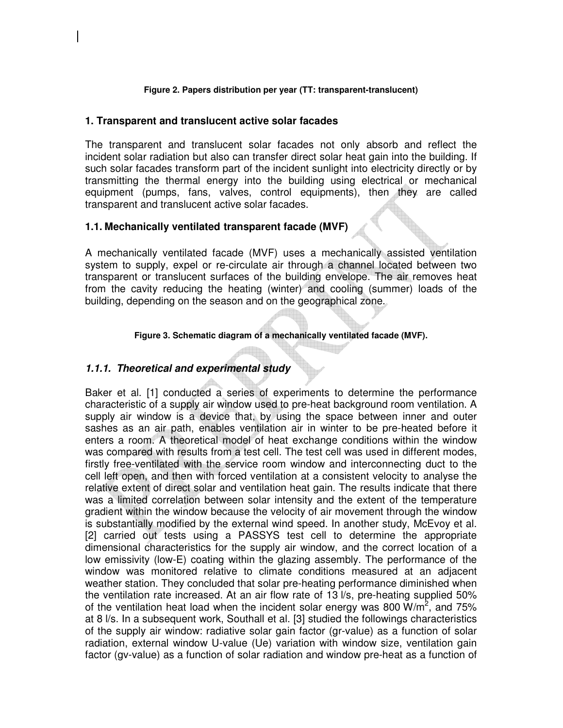**Figure 2. Papers distribution per year (TT: transparent-translucent)**

## 1. Transparent and translucent active solar facades

The transparent and translucent solar facades not only absorb and reflect the incident solar radiation but also can transfer direct solar heat gain into the building. If such solar facades transform part of the incident sunlight into electricity directly or by transmitting the thermal energy into the building using electrical or mechanical equipment (pumps, fans, valves, control equipments), then they are called transparent and translucent active solar facades.

### 1.1. Mechanically ventilated transparent facade (MVF)

A mechanically ventilated facade (MVF) uses a mechanically assisted ventilation system to supply, expel or re-circulate air through a channel located between two transparent or translucent surfaces of the building envelope. The air removes heat from the cavity reducing the heating (winter) and cooling (summer) loads of the building, depending on the season and on the geographical zone.

**Figure 3. Schematic diagram of a mechanically ventilated facade (MVF).**

#### *1.1.1. Theoretical and experimental study*

Baker et al. [1] conducted a series of experiments to determine the performance characteristic of a supply air window used to pre-heat background room ventilation. A supply air window is a device that, by using the space between inner and outer sashes as an air path, enables ventilation air in winter to be pre-heated before it enters a room. A theoretical model of heat exchange conditions within the window was compared with results from a test cell. The test cell was used in different modes, firstly free-ventilated with the service room window and interconnecting duct to the cell left open, and then with forced ventilation at a consistent velocity to analyse the relative extent of direct solar and ventilation heat gain. The results indicate that there was a limited correlation between solar intensity and the extent of the temperature gradient within the window because the velocity of air movement through the window is substantially modified by the external wind speed. In another study, McEvoy et al. [2] carried out tests using a PASSYS test cell to determine the appropriate dimensional characteristics for the supply air window, and the correct location of a low emissivity (low-E) coating within the glazing assembly. The performance of the window was monitored relative to climate conditions measured at an adjacent weather station. They concluded that solar pre-heating performance diminished when the ventilation rate increased. At an air flow rate of 13 l/s, pre-heating supplied 50% of the ventilation heat load when the incident solar energy was 800 W/m$^2$, and 75% at 8 l/s. In a subsequent work, Southall et al. [3] studied the followings characteristics of the supply air window: radiative solar gain factor (gr-value) as a function of solar radiation, external window U-value (Ue) variation with window size, ventilation gain factor (gv-value) as a function of solar radiation and window pre-heat as a function of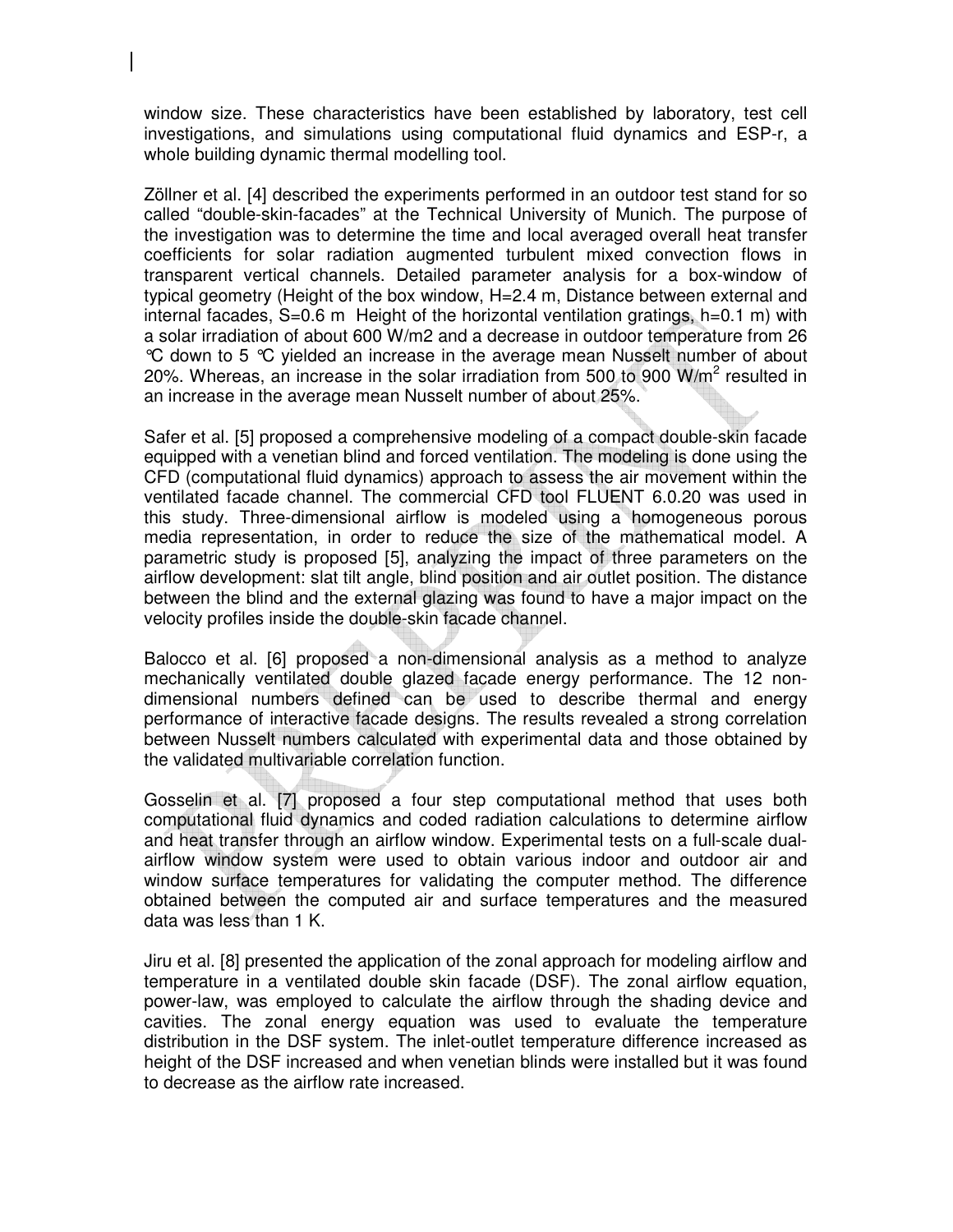window size. These characteristics have been established by laboratory, test cell investigations, and simulations using computational fluid dynamics and ESP-r, a whole building dynamic thermal modelling tool.

Zöllner et al. [4] described the experiments performed in an outdoor test stand for so called "double-skin-facades" at the Technical University of Munich. The purpose of the investigation was to determine the time and local averaged overall heat transfer coefficients for solar radiation augmented turbulent mixed convection flows in transparent vertical channels. Detailed parameter analysis for a box-window of typical geometry (Height of the box window, H=2.4 m, Distance between external and internal facades, S=0.6 m Height of the horizontal ventilation gratings, h=0.1 m) with a solar irradiation of about 600 W/m2 and a decrease in outdoor temperature from 26 °C down to 5 °C yielded an increase in the average mean Nusselt number of about 20%. Whereas, an increase in the solar irradiation from 500 to 900 W/m$^2$ resulted in an increase in the average mean Nusselt number of about 25%.

Safer et al. [5] proposed a comprehensive modeling of a compact double-skin facade equipped with a venetian blind and forced ventilation. The modeling is done using the CFD (computational fluid dynamics) approach to assess the air movement within the ventilated facade channel. The commercial CFD tool FLUENT 6.0.20 was used in this study. Three-dimensional airflow is modeled using a homogeneous porous media representation, in order to reduce the size of the mathematical model. A parametric study is proposed [5], analyzing the impact of three parameters on the airflow development: slat tilt angle, blind position and air outlet position. The distance between the blind and the external glazing was found to have a major impact on the velocity profiles inside the double-skin facade channel.

Balocco et al. [6] proposed a non-dimensional analysis as a method to analyze mechanically ventilated double glazed facade energy performance. The 12 non-dimensional numbers defined can be used to describe thermal and energy performance of interactive facade designs. The results revealed a strong correlation between Nusselt numbers calculated with experimental data and those obtained by the validated multivariable correlation function.

Gosselin et al. [7] proposed a four step computational method that uses both computational fluid dynamics and coded radiation calculations to determine airflow and heat transfer through an airflow window. Experimental tests on a full-scale dual-airflow window system were used to obtain various indoor and outdoor air and window surface temperatures for validating the computer method. The difference obtained between the computed air and surface temperatures and the measured data was less than 1 K.

Jiru et al. [8] presented the application of the zonal approach for modeling airflow and temperature in a ventilated double skin facade (DSF). The zonal airflow equation, power-law, was employed to calculate the airflow through the shading device and cavities. The zonal energy equation was used to evaluate the temperature distribution in the DSF system. The inlet-outlet temperature difference increased as height of the DSF increased and when venetian blinds were installed but it was found to decrease as the airflow rate increased.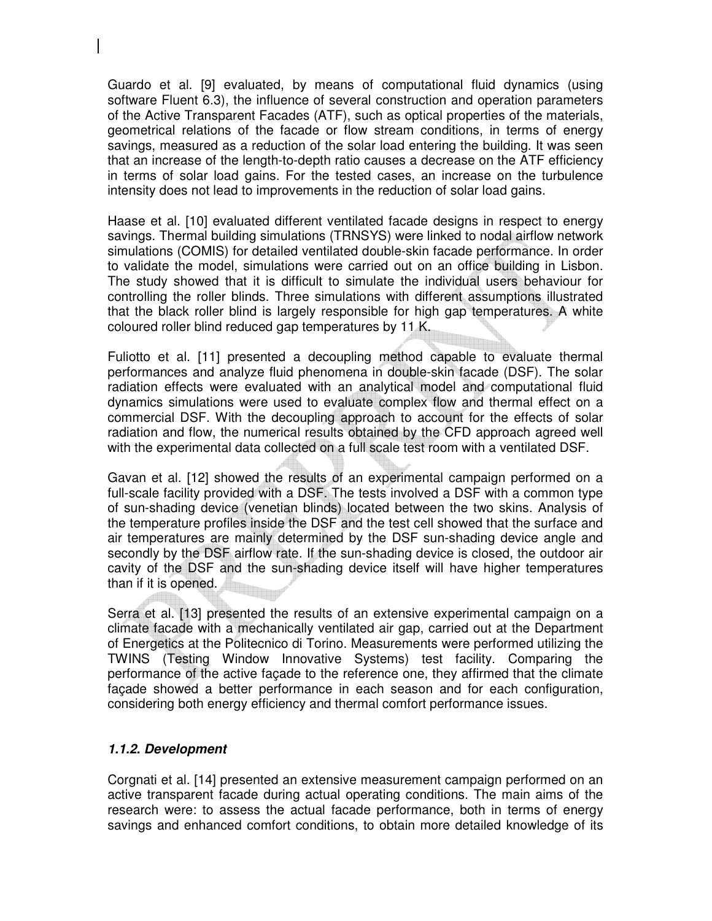Guardo et al. [9] evaluated, by means of computational fluid dynamics (using software Fluent 6.3), the influence of several construction and operation parameters of the Active Transparent Facades (ATF), such as optical properties of the materials, geometrical relations of the facade or flow stream conditions, in terms of energy savings, measured as a reduction of the solar load entering the building. It was seen that an increase of the length-to-depth ratio causes a decrease on the ATF efficiency in terms of solar load gains. For the tested cases, an increase on the turbulence intensity does not lead to improvements in the reduction of solar load gains.

Haase et al. [10] evaluated different ventilated facade designs in respect to energy savings. Thermal building simulations (TRNSYS) were linked to nodal airflow network simulations (COMIS) for detailed ventilated double-skin facade performance. In order to validate the model, simulations were carried out on an office building in Lisbon. The study showed that it is difficult to simulate the individual users behaviour for controlling the roller blinds. Three simulations with different assumptions illustrated that the black roller blind is largely responsible for high gap temperatures. A white coloured roller blind reduced gap temperatures by 11 K.

Fuliotto et al. [11] presented a decoupling method capable to evaluate thermal performances and analyze fluid phenomena in double-skin facade (DSF). The solar radiation effects were evaluated with an analytical model and computational fluid dynamics simulations were used to evaluate complex flow and thermal effect on a commercial DSF. With the decoupling approach to account for the effects of solar radiation and flow, the numerical results obtained by the CFD approach agreed well with the experimental data collected on a full scale test room with a ventilated DSF.

Gavan et al. [12] showed the results of an experimental campaign performed on a full-scale facility provided with a DSF. The tests involved a DSF with a common type of sun-shading device (venetian blinds) located between the two skins. Analysis of the temperature profiles inside the DSF and the test cell showed that the surface and air temperatures are mainly determined by the DSF sun-shading device angle and secondly by the DSF airflow rate. If the sun-shading device is closed, the outdoor air cavity of the DSF and the sun-shading device itself will have higher temperatures than if it is opened.

Serra et al. [13] presented the results of an extensive experimental campaign on a climate facade with a mechanically ventilated air gap, carried out at the Department of Energetics at the Politecnico di Torino. Measurements were performed utilizing the TWINS (Testing Window Innovative Systems) test facility. Comparing the performance of the active façade to the reference one, they affirmed that the climate façade showed a better performance in each season and for each configuration, considering both energy efficiency and thermal comfort performance issues.

#### *1.1.2. Development*

Corgnati et al. [14] presented an extensive measurement campaign performed on an active transparent facade during actual operating conditions. The main aims of the research were: to assess the actual facade performance, both in terms of energy savings and enhanced comfort conditions, to obtain more detailed knowledge of its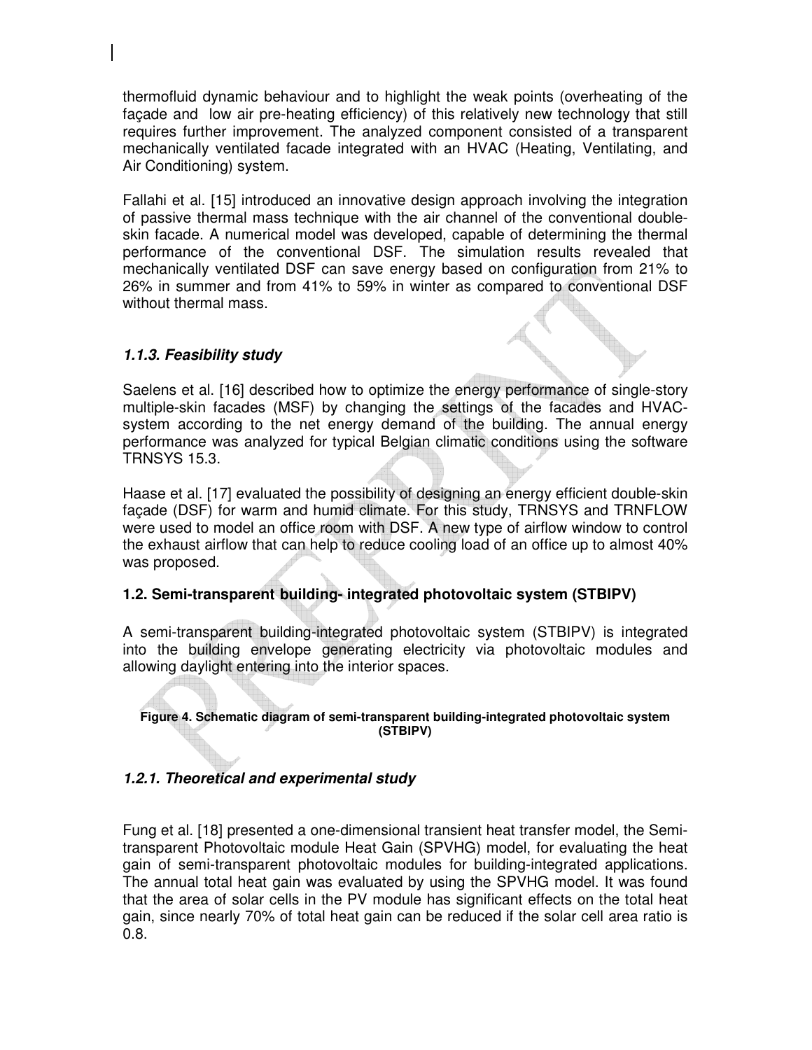thermofluid dynamic behaviour and to highlight the weak points (overheating of the façade and low air pre-heating efficiency) of this relatively new technology that still requires further improvement. The analyzed component consisted of a transparent mechanically ventilated facade integrated with an HVAC (Heating, Ventilating, and Air Conditioning) system.

Fallahi et al. [15] introduced an innovative design approach involving the integration of passive thermal mass technique with the air channel of the conventional double-skin facade. A numerical model was developed, capable of determining the thermal performance of the conventional DSF. The simulation results revealed that mechanically ventilated DSF can save energy based on configuration from 21% to 26% in summer and from 41% to 59% in winter as compared to conventional DSF without thermal mass.

#### *1.1.3. Feasibility study*

Saelens et al. [16] described how to optimize the energy performance of single-story multiple-skin facades (MSF) by changing the settings of the facades and HVAC-system according to the net energy demand of the building. The annual energy performance was analyzed for typical Belgian climatic conditions using the software TRNSYS 15.3.

Haase et al. [17] evaluated the possibility of designing an energy efficient double-skin façade (DSF) for warm and humid climate. For this study, TRNSYS and TRNFLOW were used to model an office room with DSF. A new type of airflow window to control the exhaust airflow that can help to reduce cooling load of an office up to almost 40% was proposed.

### 1.2. Semi-transparent building- integrated photovoltaic system (STBIPV)

A semi-transparent building-integrated photovoltaic system (STBIPV) is integrated into the building envelope generating electricity via photovoltaic modules and allowing daylight entering into the interior spaces.

**Figure 4. Schematic diagram of semi-transparent building-integrated photovoltaic system (STBIPV)**

#### *1.2.1. Theoretical and experimental study*

Fung et al. [18] presented a one-dimensional transient heat transfer model, the Semi-transparent Photovoltaic module Heat Gain (SPVHG) model, for evaluating the heat gain of semi-transparent photovoltaic modules for building-integrated applications. The annual total heat gain was evaluated by using the SPVHG model. It was found that the area of solar cells in the PV module has significant effects on the total heat gain, since nearly 70% of total heat gain can be reduced if the solar cell area ratio is 0.8.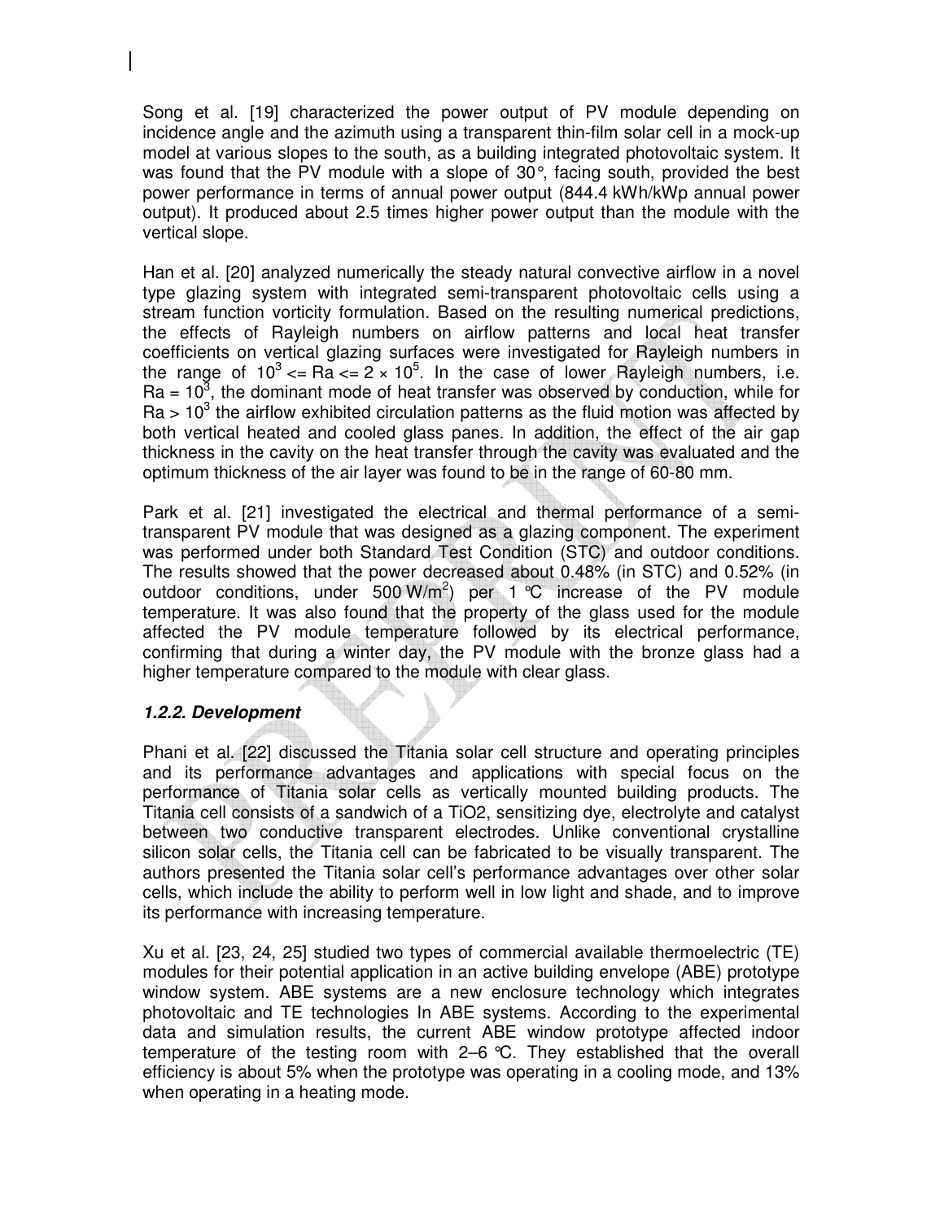Song et al. [19] characterized the power output of PV module depending on incidence angle and the azimuth using a transparent thin-film solar cell in a mock-up model at various slopes to the south, as a building integrated photovoltaic system. It was found that the PV module with a slope of 30°, facing south, provided the best power performance in terms of annual power output (844.4 kWh/kWp annual power output). It produced about 2.5 times higher power output than the module with the vertical slope.

Han et al. [20] analyzed numerically the steady natural convective airflow in a novel type glazing system with integrated semi-transparent photovoltaic cells using a stream function vorticity formulation. Based on the resulting numerical predictions, the effects of Rayleigh numbers on airflow patterns and local heat transfer coefficients on vertical glazing surfaces were investigated for Rayleigh numbers in the range of $10^3 <= Ra <= 2 \times 10^5$. In the case of lower Rayleigh numbers, i.e. $Ra = 10^3$, the dominant mode of heat transfer was observed by conduction, while for $Ra > 10^3$ the airflow exhibited circulation patterns as the fluid motion was affected by both vertical heated and cooled glass panes. In addition, the effect of the air gap thickness in the cavity on the heat transfer through the cavity was evaluated and the optimum thickness of the air layer was found to be in the range of 60-80 mm.

Park et al. [21] investigated the electrical and thermal performance of a semi-transparent PV module that was designed as a glazing component. The experiment was performed under both Standard Test Condition (STC) and outdoor conditions. The results showed that the power decreased about 0.48% (in STC) and 0.52% (in outdoor conditions, under 500 W/m$^2$) per 1 °C increase of the PV module temperature. It was also found that the property of the glass used for the module affected the PV module temperature followed by its electrical performance, confirming that during a winter day, the PV module with the bronze glass had a higher temperature compared to the module with clear glass.

### *1.2.2. Development*

Phani et al. [22] discussed the Titania solar cell structure and operating principles and its performance advantages and applications with special focus on the performance of Titania solar cells as vertically mounted building products. The Titania cell consists of a sandwich of a TiO2, sensitizing dye, electrolyte and catalyst between two conductive transparent electrodes. Unlike conventional crystalline silicon solar cells, the Titania cell can be fabricated to be visually transparent. The authors presented the Titania solar cell's performance advantages over other solar cells, which include the ability to perform well in low light and shade, and to improve its performance with increasing temperature.

Xu et al. [23, 24, 25] studied two types of commercial available thermoelectric (TE) modules for their potential application in an active building envelope (ABE) prototype window system. ABE systems are a new enclosure technology which integrates photovoltaic and TE technologies In ABE systems. According to the experimental data and simulation results, the current ABE window prototype affected indoor temperature of the testing room with 2–6 °C. They established that the overall efficiency is about 5% when the prototype was operating in a cooling mode, and 13% when operating in a heating mode.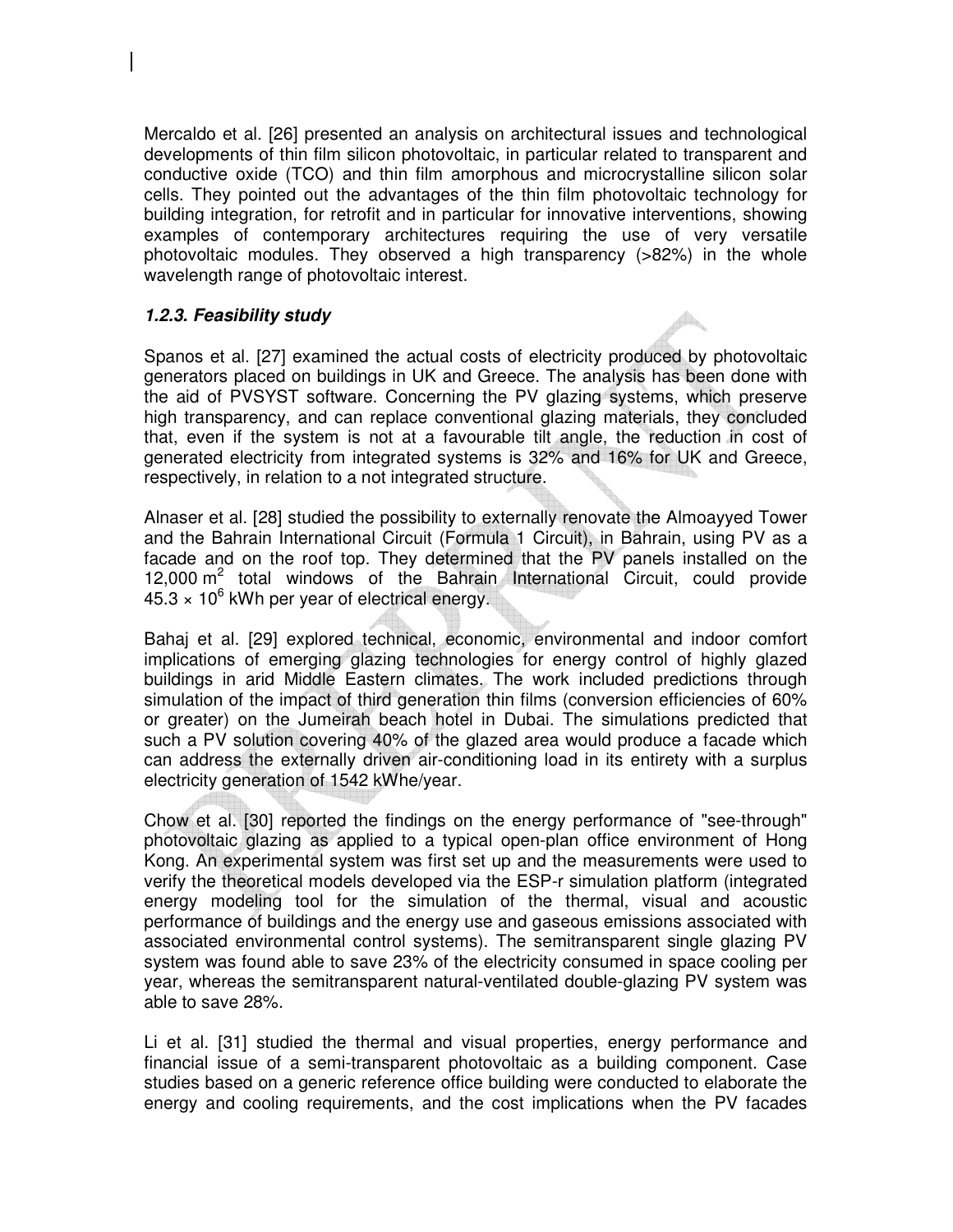Mercaldo et al. [26] presented an analysis on architectural issues and technological developments of thin film silicon photovoltaic, in particular related to transparent and conductive oxide (TCO) and thin film amorphous and microcrystalline silicon solar cells. They pointed out the advantages of the thin film photovoltaic technology for building integration, for retrofit and in particular for innovative interventions, showing examples of contemporary architectures requiring the use of very versatile photovoltaic modules. They observed a high transparency (>82%) in the whole wavelength range of photovoltaic interest.

### *1.2.3. Feasibility study*

Spanos et al. [27] examined the actual costs of electricity produced by photovoltaic generators placed on buildings in UK and Greece. The analysis has been done with the aid of PVSYST software. Concerning the PV glazing systems, which preserve high transparency, and can replace conventional glazing materials, they concluded that, even if the system is not at a favourable tilt angle, the reduction in cost of generated electricity from integrated systems is 32% and 16% for UK and Greece, respectively, in relation to a not integrated structure.

Alnaser et al. [28] studied the possibility to externally renovate the Almoayyed Tower and the Bahrain International Circuit (Formula 1 Circuit), in Bahrain, using PV as a facade and on the roof top. They determined that the PV panels installed on the 12,000 $m^2$ total windows of the Bahrain International Circuit, could provide $45.3 \times 10^6$ kWh per year of electrical energy.

Bahaj et al. [29] explored technical, economic, environmental and indoor comfort implications of emerging glazing technologies for energy control of highly glazed buildings in arid Middle Eastern climates. The work included predictions through simulation of the impact of third generation thin films (conversion efficiencies of 60% or greater) on the Jumeirah beach hotel in Dubai. The simulations predicted that such a PV solution covering 40% of the glazed area would produce a facade which can address the externally driven air-conditioning load in its entirety with a surplus electricity generation of 1542 kWhe/year.

Chow et al. [30] reported the findings on the energy performance of "see-through" photovoltaic glazing as applied to a typical open-plan office environment of Hong Kong. An experimental system was first set up and the measurements were used to verify the theoretical models developed via the ESP-r simulation platform (integrated energy modeling tool for the simulation of the thermal, visual and acoustic performance of buildings and the energy use and gaseous emissions associated with associated environmental control systems). The semitransparent single glazing PV system was found able to save 23% of the electricity consumed in space cooling per year, whereas the semitransparent natural-ventilated double-glazing PV system was able to save 28%.

Li et al. [31] studied the thermal and visual properties, energy performance and financial issue of a semi-transparent photovoltaic as a building component. Case studies based on a generic reference office building were conducted to elaborate the energy and cooling requirements, and the cost implications when the PV facades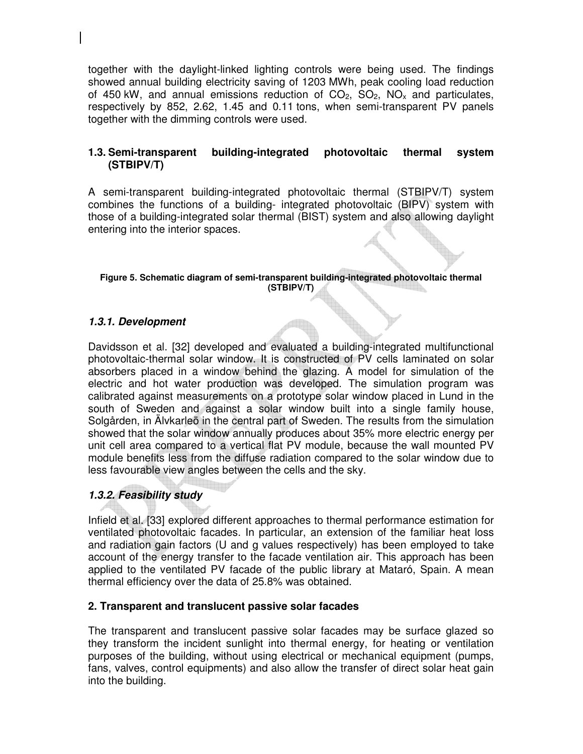together with the daylight-linked lighting controls were being used. The findings showed annual building electricity saving of 1203 MWh, peak cooling load reduction of 450 kW, and annual emissions reduction of $CO_2$, $SO_2$, $NO_x$ and particulates, respectively by 852, 2.62, 1.45 and 0.11 tons, when semi-transparent PV panels together with the dimming controls were used.

### 1.3. Semi-transparent building-integrated photovoltaic thermal system (STBIPV/T)

A semi-transparent building-integrated photovoltaic thermal (STBIPV/T) system combines the functions of a building- integrated photovoltaic (BIPV) system with those of a building-integrated solar thermal (BIST) system and also allowing daylight entering into the interior spaces.

**Figure 5. Schematic diagram of semi-transparent building-integrated photovoltaic thermal (STBIPV/T)**

#### *1.3.1. Development*

Davidsson et al. [32] developed and evaluated a building-integrated multifunctional photovoltaic-thermal solar window. It is constructed of PV cells laminated on solar absorbers placed in a window behind the glazing. A model for simulation of the electric and hot water production was developed. The simulation program was calibrated against measurements on a prototype solar window placed in Lund in the south of Sweden and against a solar window built into a single family house, Solgården, in Älvkarleö in the central part of Sweden. The results from the simulation showed that the solar window annually produces about 35% more electric energy per unit cell area compared to a vertical flat PV module, because the wall mounted PV module benefits less from the diffuse radiation compared to the solar window due to less favourable view angles between the cells and the sky.

#### *1.3.2. Feasibility study*

Infield et al. [33] explored different approaches to thermal performance estimation for ventilated photovoltaic facades. In particular, an extension of the familiar heat loss and radiation gain factors (U and g values respectively) has been employed to take account of the energy transfer to the facade ventilation air. This approach has been applied to the ventilated PV facade of the public library at Mataró, Spain. A mean thermal efficiency over the data of 25.8% was obtained.

## 2. Transparent and translucent passive solar facades

The transparent and translucent passive solar facades may be surface glazed so they transform the incident sunlight into thermal energy, for heating or ventilation purposes of the building, without using electrical or mechanical equipment (pumps, fans, valves, control equipments) and also allow the transfer of direct solar heat gain into the building.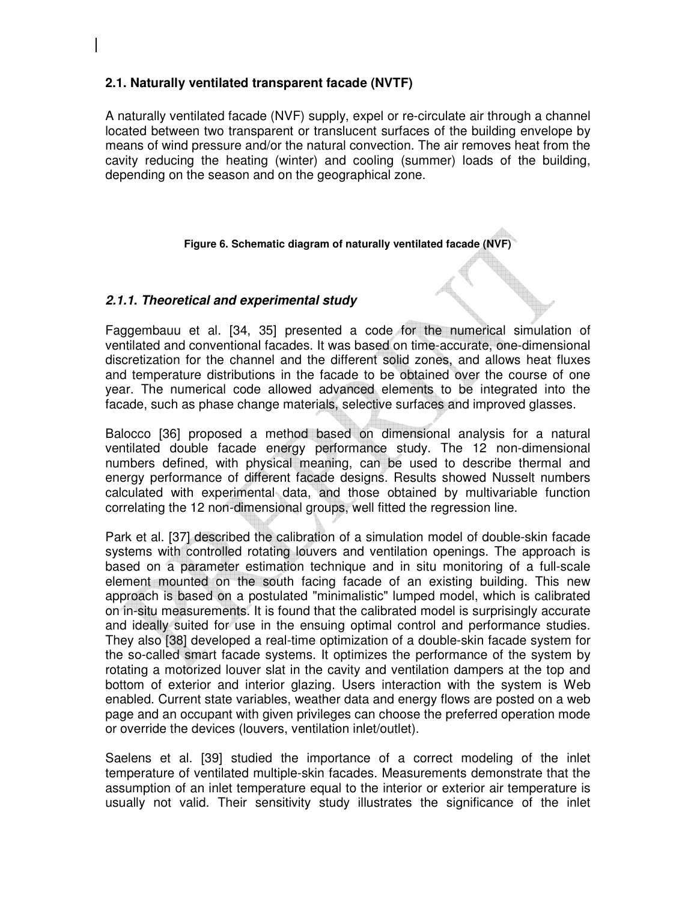## 2.1. Naturally ventilated transparent facade (NVTF)

A naturally ventilated facade (NVF) supply, expel or re-circulate air through a channel located between two transparent or translucent surfaces of the building envelope by means of wind pressure and/or the natural convection. The air removes heat from the cavity reducing the heating (winter) and cooling (summer) loads of the building, depending on the season and on the geographical zone.

**Figure 6. Schematic diagram of naturally ventilated facade (NVF)**

### *2.1.1. Theoretical and experimental study*

Faggembauu et al. [34, 35] presented a code for the numerical simulation of ventilated and conventional facades. It was based on time-accurate, one-dimensional discretization for the channel and the different solid zones, and allows heat fluxes and temperature distributions in the facade to be obtained over the course of one year. The numerical code allowed advanced elements to be integrated into the facade, such as phase change materials, selective surfaces and improved glasses.

Balocco [36] proposed a method based on dimensional analysis for a natural ventilated double facade energy performance study. The 12 non-dimensional numbers defined, with physical meaning, can be used to describe thermal and energy performance of different facade designs. Results showed Nusselt numbers calculated with experimental data, and those obtained by multivariable function correlating the 12 non-dimensional groups, well fitted the regression line.

Park et al. [37] described the calibration of a simulation model of double-skin facade systems with controlled rotating louvers and ventilation openings. The approach is based on a parameter estimation technique and in situ monitoring of a full-scale element mounted on the south facing facade of an existing building. This new approach is based on a postulated "minimalistic" lumped model, which is calibrated on in-situ measurements. It is found that the calibrated model is surprisingly accurate and ideally suited for use in the ensuing optimal control and performance studies. They also [38] developed a real-time optimization of a double-skin facade system for the so-called smart facade systems. It optimizes the performance of the system by rotating a motorized louver slat in the cavity and ventilation dampers at the top and bottom of exterior and interior glazing. Users interaction with the system is Web enabled. Current state variables, weather data and energy flows are posted on a web page and an occupant with given privileges can choose the preferred operation mode or override the devices (louvers, ventilation inlet/outlet).

Saelens et al. [39] studied the importance of a correct modeling of the inlet temperature of ventilated multiple-skin facades. Measurements demonstrate that the assumption of an inlet temperature equal to the interior or exterior air temperature is usually not valid. Their sensitivity study illustrates the significance of the inlet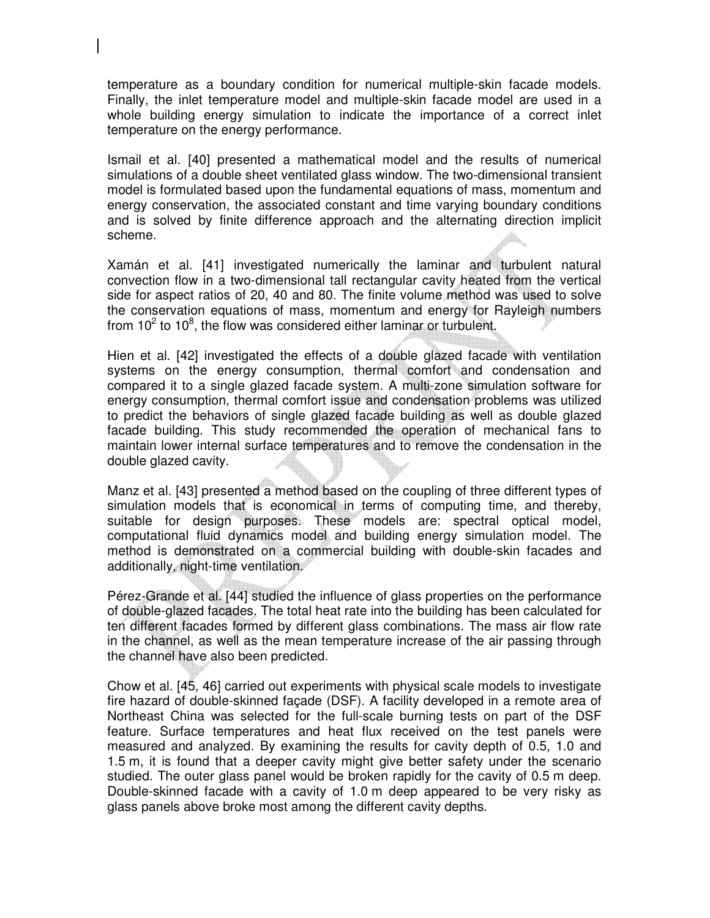temperature as a boundary condition for numerical multiple-skin facade models. Finally, the inlet temperature model and multiple-skin facade model are used in a whole building energy simulation to indicate the importance of a correct inlet temperature on the energy performance.

Ismail et al. [40] presented a mathematical model and the results of numerical simulations of a double sheet ventilated glass window. The two-dimensional transient model is formulated based upon the fundamental equations of mass, momentum and energy conservation, the associated constant and time varying boundary conditions and is solved by finite difference approach and the alternating direction implicit scheme.

Xamán et al. [41] investigated numerically the laminar and turbulent natural convection flow in a two-dimensional tall rectangular cavity heated from the vertical side for aspect ratios of 20, 40 and 80. The finite volume method was used to solve the conservation equations of mass, momentum and energy for Rayleigh numbers from $10^2$ to $10^8$, the flow was considered either laminar or turbulent.

Hien et al. [42] investigated the effects of a double glazed facade with ventilation systems on the energy consumption, thermal comfort and condensation and compared it to a single glazed facade system. A multi-zone simulation software for energy consumption, thermal comfort issue and condensation problems was utilized to predict the behaviors of single glazed facade building as well as double glazed facade building. This study recommended the operation of mechanical fans to maintain lower internal surface temperatures and to remove the condensation in the double glazed cavity.

Manz et al. [43] presented a method based on the coupling of three different types of simulation models that is economical in terms of computing time, and thereby, suitable for design purposes. These models are: spectral optical model, computational fluid dynamics model and building energy simulation model. The method is demonstrated on a commercial building with double-skin facades and additionally, night-time ventilation.

Pérez-Grande et al. [44] studied the influence of glass properties on the performance of double-glazed facades. The total heat rate into the building has been calculated for ten different facades formed by different glass combinations. The mass air flow rate in the channel, as well as the mean temperature increase of the air passing through the channel have also been predicted.

Chow et al. [45, 46] carried out experiments with physical scale models to investigate fire hazard of double-skinned façade (DSF). A facility developed in a remote area of Northeast China was selected for the full-scale burning tests on part of the DSF feature. Surface temperatures and heat flux received on the test panels were measured and analyzed. By examining the results for cavity depth of 0.5, 1.0 and 1.5 m, it is found that a deeper cavity might give better safety under the scenario studied. The outer glass panel would be broken rapidly for the cavity of 0.5 m deep. Double-skinned facade with a cavity of 1.0 m deep appeared to be very risky as glass panels above broke most among the different cavity depths.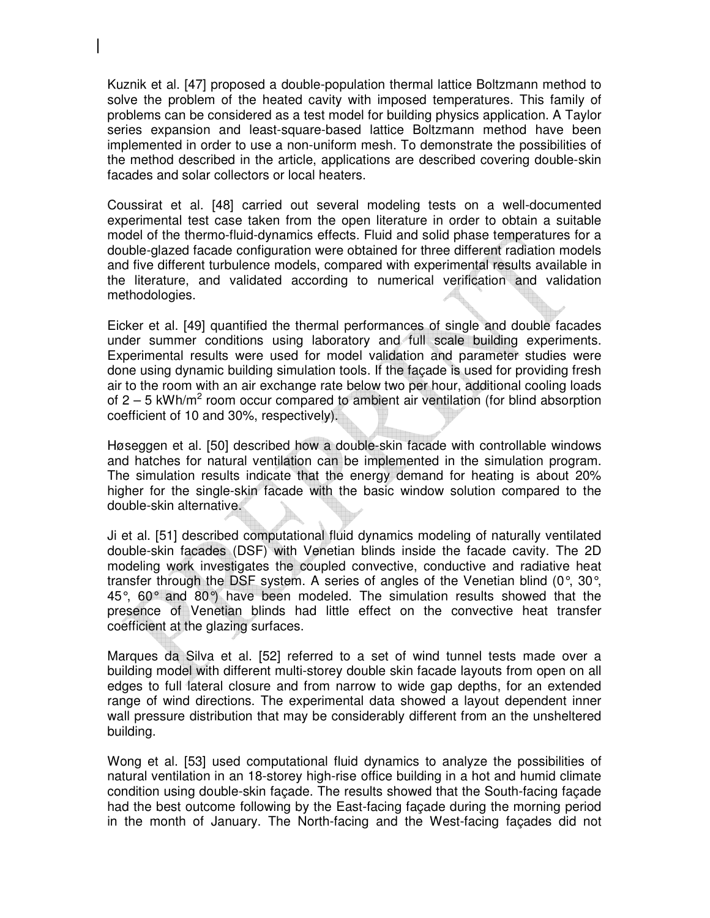Kuznik et al. [47] proposed a double-population thermal lattice Boltzmann method to solve the problem of the heated cavity with imposed temperatures. This family of problems can be considered as a test model for building physics application. A Taylor series expansion and least-square-based lattice Boltzmann method have been implemented in order to use a non-uniform mesh. To demonstrate the possibilities of the method described in the article, applications are described covering double-skin facades and solar collectors or local heaters.

Coussirat et al. [48] carried out several modeling tests on a well-documented experimental test case taken from the open literature in order to obtain a suitable model of the thermo-fluid-dynamics effects. Fluid and solid phase temperatures for a double-glazed facade configuration were obtained for three different radiation models and five different turbulence models, compared with experimental results available in the literature, and validated according to numerical verification and validation methodologies.

Eicker et al. [49] quantified the thermal performances of single and double facades under summer conditions using laboratory and full scale building experiments. Experimental results were used for model validation and parameter studies were done using dynamic building simulation tools. If the façade is used for providing fresh air to the room with an air exchange rate below two per hour, additional cooling loads of 2 – 5 kWh/m$^2$ room occur compared to ambient air ventilation (for blind absorption coefficient of 10 and 30%, respectively).

Høseggen et al. [50] described how a double-skin facade with controllable windows and hatches for natural ventilation can be implemented in the simulation program. The simulation results indicate that the energy demand for heating is about 20% higher for the single-skin facade with the basic window solution compared to the double-skin alternative.

Ji et al. [51] described computational fluid dynamics modeling of naturally ventilated double-skin facades (DSF) with Venetian blinds inside the facade cavity. The 2D modeling work investigates the coupled convective, conductive and radiative heat transfer through the DSF system. A series of angles of the Venetian blind (0°, 30°, 45°, 60° and 80°) have been modeled. The simulation results showed that the presence of Venetian blinds had little effect on the convective heat transfer coefficient at the glazing surfaces.

Marques da Silva et al. [52] referred to a set of wind tunnel tests made over a building model with different multi-storey double skin facade layouts from open on all edges to full lateral closure and from narrow to wide gap depths, for an extended range of wind directions. The experimental data showed a layout dependent inner wall pressure distribution that may be considerably different from an the unsheltered building.

Wong et al. [53] used computational fluid dynamics to analyze the possibilities of natural ventilation in an 18-storey high-rise office building in a hot and humid climate condition using double-skin façade. The results showed that the South-facing façade had the best outcome following by the East-facing façade during the morning period in the month of January. The North-facing and the West-facing façades did not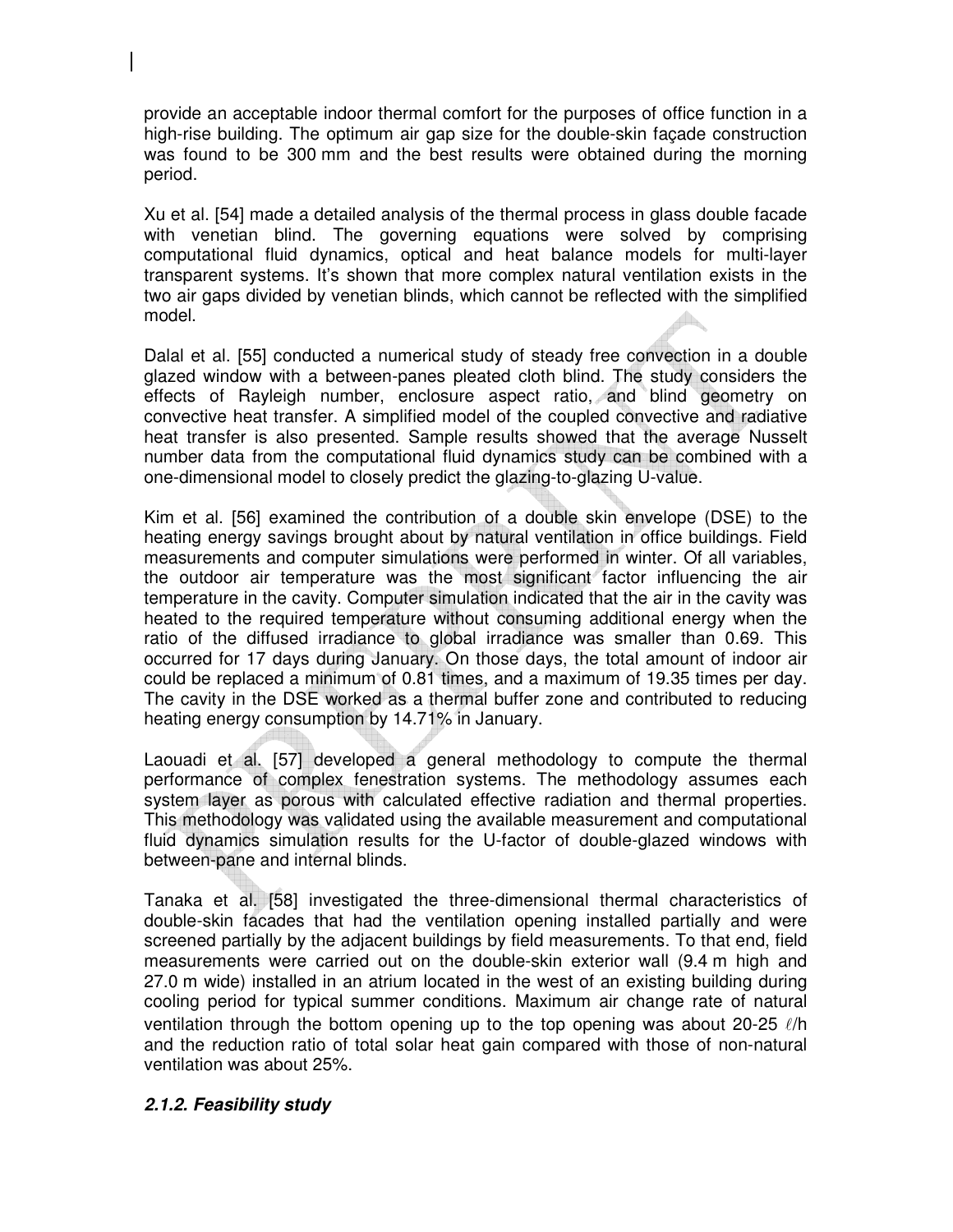provide an acceptable indoor thermal comfort for the purposes of office function in a high-rise building. The optimum air gap size for the double-skin façade construction was found to be 300 mm and the best results were obtained during the morning period.

Xu et al. [54] made a detailed analysis of the thermal process in glass double facade with venetian blind. The governing equations were solved by comprising computational fluid dynamics, optical and heat balance models for multi-layer transparent systems. It's shown that more complex natural ventilation exists in the two air gaps divided by venetian blinds, which cannot be reflected with the simplified model.

Dalal et al. [55] conducted a numerical study of steady free convection in a double glazed window with a between-panes pleated cloth blind. The study considers the effects of Rayleigh number, enclosure aspect ratio, and blind geometry on convective heat transfer. A simplified model of the coupled convective and radiative heat transfer is also presented. Sample results showed that the average Nusselt number data from the computational fluid dynamics study can be combined with a one-dimensional model to closely predict the glazing-to-glazing U-value.

Kim et al. [56] examined the contribution of a double skin envelope (DSE) to the heating energy savings brought about by natural ventilation in office buildings. Field measurements and computer simulations were performed in winter. Of all variables, the outdoor air temperature was the most significant factor influencing the air temperature in the cavity. Computer simulation indicated that the air in the cavity was heated to the required temperature without consuming additional energy when the ratio of the diffused irradiance to global irradiance was smaller than 0.69. This occurred for 17 days during January. On those days, the total amount of indoor air could be replaced a minimum of 0.81 times, and a maximum of 19.35 times per day. The cavity in the DSE worked as a thermal buffer zone and contributed to reducing heating energy consumption by 14.71% in January.

Laouadi et al. [57] developed a general methodology to compute the thermal performance of complex fenestration systems. The methodology assumes each system layer as porous with calculated effective radiation and thermal properties. This methodology was validated using the available measurement and computational fluid dynamics simulation results for the U-factor of double-glazed windows with between-pane and internal blinds.

Tanaka et al. [58] investigated the three-dimensional thermal characteristics of double-skin facades that had the ventilation opening installed partially and were screened partially by the adjacent buildings by field measurements. To that end, field measurements were carried out on the double-skin exterior wall (9.4 m high and 27.0 m wide) installed in an atrium located in the west of an existing building during cooling period for typical summer conditions. Maximum air change rate of natural ventilation through the bottom opening up to the top opening was about 20-25 $\ell$/h and the reduction ratio of total solar heat gain compared with those of non-natural ventilation was about 25%.

#### *2.1.2. Feasibility study*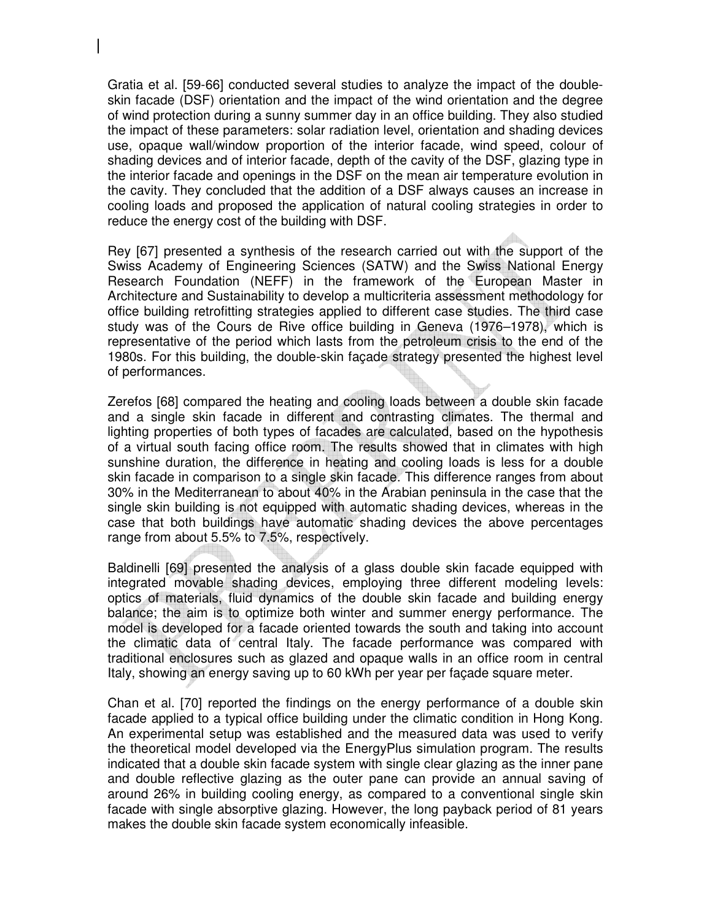Gratia et al. [59-66] conducted several studies to analyze the impact of the double-skin facade (DSF) orientation and the impact of the wind orientation and the degree of wind protection during a sunny summer day in an office building. They also studied the impact of these parameters: solar radiation level, orientation and shading devices use, opaque wall/window proportion of the interior facade, wind speed, colour of shading devices and of interior facade, depth of the cavity of the DSF, glazing type in the interior facade and openings in the DSF on the mean air temperature evolution in the cavity. They concluded that the addition of a DSF always causes an increase in cooling loads and proposed the application of natural cooling strategies in order to reduce the energy cost of the building with DSF.

Rey [67] presented a synthesis of the research carried out with the support of the Swiss Academy of Engineering Sciences (SATW) and the Swiss National Energy Research Foundation (NEFF) in the framework of the European Master in Architecture and Sustainability to develop a multicriteria assessment methodology for office building retrofitting strategies applied to different case studies. The third case study was of the Cours de Rive office building in Geneva (1976–1978), which is representative of the period which lasts from the petroleum crisis to the end of the 1980s. For this building, the double-skin façade strategy presented the highest level of performances.

Zerefos [68] compared the heating and cooling loads between a double skin facade and a single skin facade in different and contrasting climates. The thermal and lighting properties of both types of facades are calculated, based on the hypothesis of a virtual south facing office room. The results showed that in climates with high sunshine duration, the difference in heating and cooling loads is less for a double skin facade in comparison to a single skin facade. This difference ranges from about 30% in the Mediterranean to about 40% in the Arabian peninsula in the case that the single skin building is not equipped with automatic shading devices, whereas in the case that both buildings have automatic shading devices the above percentages range from about 5.5% to 7.5%, respectively.

Baldinelli [69] presented the analysis of a glass double skin facade equipped with integrated movable shading devices, employing three different modeling levels: optics of materials, fluid dynamics of the double skin facade and building energy balance; the aim is to optimize both winter and summer energy performance. The model is developed for a facade oriented towards the south and taking into account the climatic data of central Italy. The facade performance was compared with traditional enclosures such as glazed and opaque walls in an office room in central Italy, showing an energy saving up to 60 kWh per year per façade square meter.

Chan et al. [70] reported the findings on the energy performance of a double skin facade applied to a typical office building under the climatic condition in Hong Kong. An experimental setup was established and the measured data was used to verify the theoretical model developed via the EnergyPlus simulation program. The results indicated that a double skin facade system with single clear glazing as the inner pane and double reflective glazing as the outer pane can provide an annual saving of around 26% in building cooling energy, as compared to a conventional single skin facade with single absorptive glazing. However, the long payback period of 81 years makes the double skin facade system economically infeasible.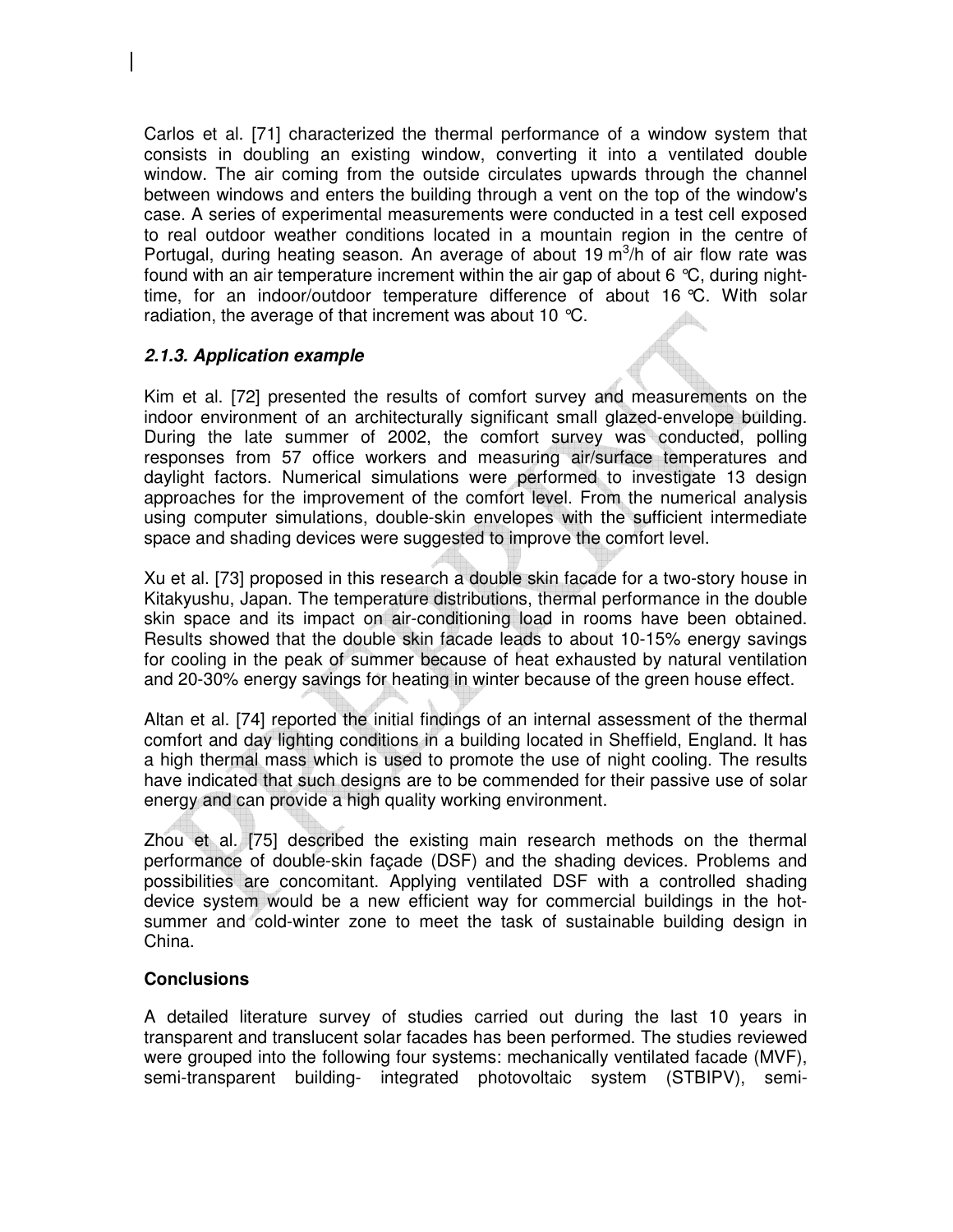Carlos et al. [71] characterized the thermal performance of a window system that consists in doubling an existing window, converting it into a ventilated double window. The air coming from the outside circulates upwards through the channel between windows and enters the building through a vent on the top of the window's case. A series of experimental measurements were conducted in a test cell exposed to real outdoor weather conditions located in a mountain region in the centre of Portugal, during heating season. An average of about 19 $m^3/h$ of air flow rate was found with an air temperature increment within the air gap of about 6 °C, during night-time, for an indoor/outdoor temperature difference of about 16 °C. With solar radiation, the average of that increment was about 10 °C.

### *2.1.3. Application example*

Kim et al. [72] presented the results of comfort survey and measurements on the indoor environment of an architecturally significant small glazed-envelope building. During the late summer of 2002, the comfort survey was conducted, polling responses from 57 office workers and measuring air/surface temperatures and daylight factors. Numerical simulations were performed to investigate 13 design approaches for the improvement of the comfort level. From the numerical analysis using computer simulations, double-skin envelopes with the sufficient intermediate space and shading devices were suggested to improve the comfort level.

Xu et al. [73] proposed in this research a double skin facade for a two-story house in Kitakyushu, Japan. The temperature distributions, thermal performance in the double skin space and its impact on air-conditioning load in rooms have been obtained. Results showed that the double skin facade leads to about 10-15% energy savings for cooling in the peak of summer because of heat exhausted by natural ventilation and 20-30% energy savings for heating in winter because of the green house effect.

Altan et al. [74] reported the initial findings of an internal assessment of the thermal comfort and day lighting conditions in a building located in Sheffield, England. It has a high thermal mass which is used to promote the use of night cooling. The results have indicated that such designs are to be commended for their passive use of solar energy and can provide a high quality working environment.

Zhou et al. [75] described the existing main research methods on the thermal performance of double-skin façade (DSF) and the shading devices. Problems and possibilities are concomitant. Applying ventilated DSF with a controlled shading device system would be a new efficient way for commercial buildings in the hot-summer and cold-winter zone to meet the task of sustainable building design in China.

## Conclusions

A detailed literature survey of studies carried out during the last 10 years in transparent and translucent solar facades has been performed. The studies reviewed were grouped into the following four systems: mechanically ventilated facade (MVF), semi-transparent building- integrated photovoltaic system (STBIPV), semi-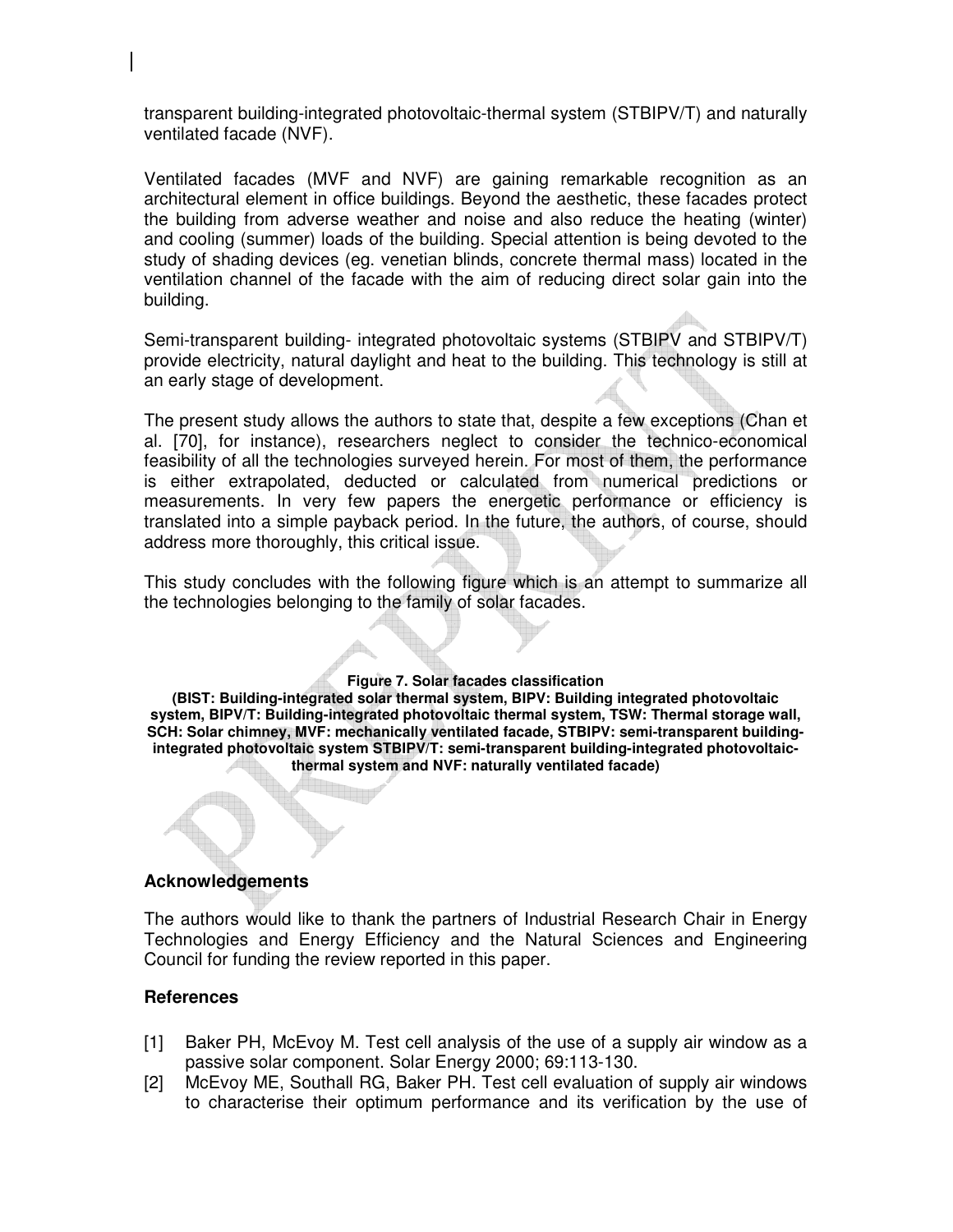transparent building-integrated photovoltaic-thermal system (STBIPV/T) and naturally ventilated facade (NVF).

Ventilated facades (MVF and NVF) are gaining remarkable recognition as an architectural element in office buildings. Beyond the aesthetic, these facades protect the building from adverse weather and noise and also reduce the heating (winter) and cooling (summer) loads of the building. Special attention is being devoted to the study of shading devices (eg. venetian blinds, concrete thermal mass) located in the ventilation channel of the facade with the aim of reducing direct solar gain into the building.

Semi-transparent building- integrated photovoltaic systems (STBIPV and STBIPV/T) provide electricity, natural daylight and heat to the building. This technology is still at an early stage of development.

The present study allows the authors to state that, despite a few exceptions (Chan et al. [70], for instance), researchers neglect to consider the technico-economical feasibility of all the technologies surveyed herein. For most of them, the performance is either extrapolated, deducted or calculated from numerical predictions or measurements. In very few papers the energetic performance or efficiency is translated into a simple payback period. In the future, the authors, of course, should address more thoroughly, this critical issue.

This study concludes with the following figure which is an attempt to summarize all the technologies belonging to the family of solar facades.

**Figure 7. Solar facades classification**
**(BIST: Building-integrated solar thermal system, BIPV: Building integrated photovoltaic system, BIPV/T: Building-integrated photovoltaic thermal system, TSW: Thermal storage wall, SCH: Solar chimney, MVF: mechanically ventilated facade, STBIPV: semi-transparent building-integrated photovoltaic system STBIPV/T: semi-transparent building-integrated photovoltaic-thermal system and NVF: naturally ventilated facade)**

### Acknowledgements

The authors would like to thank the partners of Industrial Research Chair in Energy Technologies and Energy Efficiency and the Natural Sciences and Engineering Council for funding the review reported in this paper.

### References

[1] Baker PH, McEvoy M. Test cell analysis of the use of a supply air window as a passive solar component. Solar Energy 2000; 69:113-130.

[2] McEvoy ME, Southall RG, Baker PH. Test cell evaluation of supply air windows to characterise their optimum performance and its verification by the use of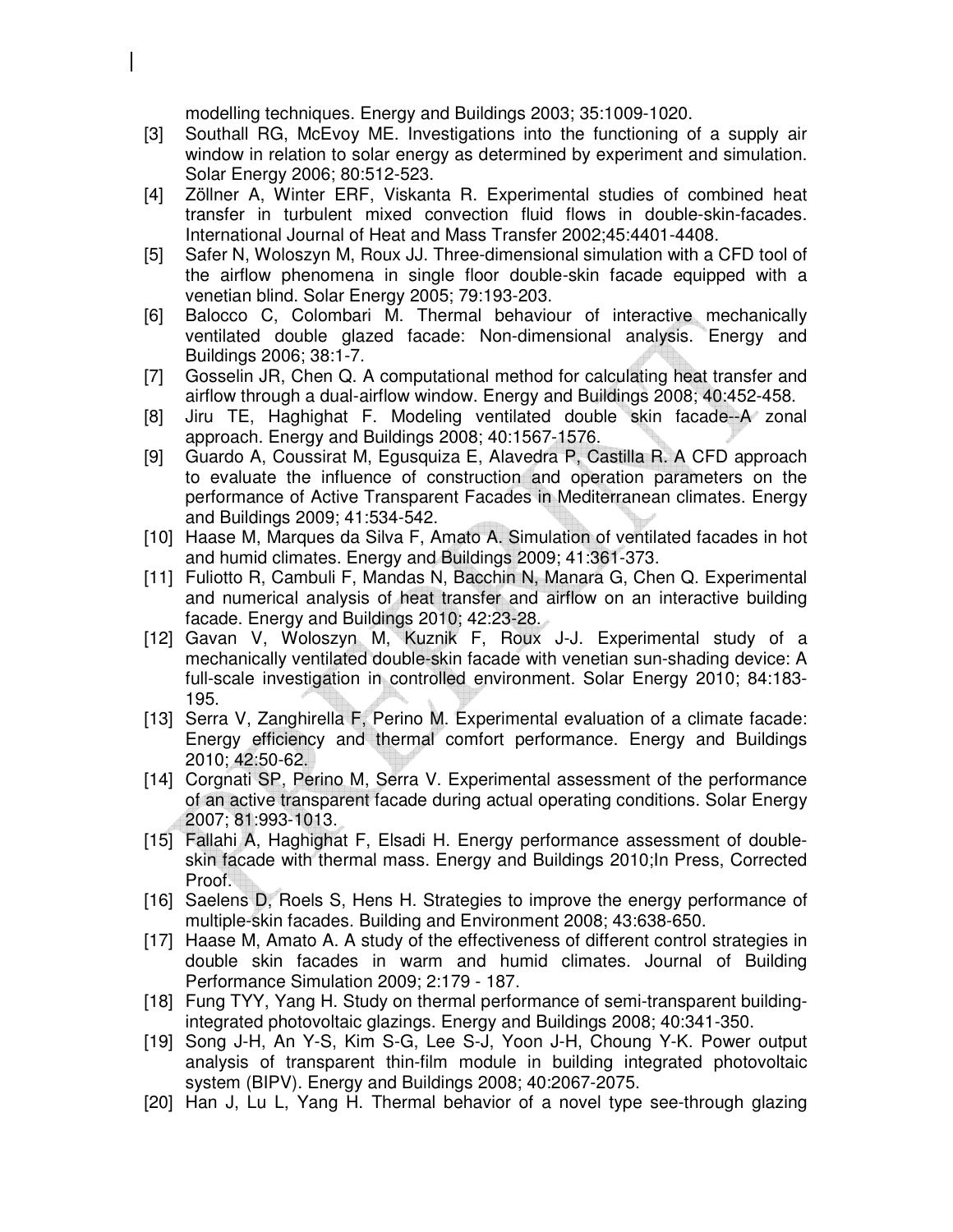modelling techniques. Energy and Buildings 2003; 35:1009-1020.

[3] Southall RG, McEvoy ME. Investigations into the functioning of a supply air window in relation to solar energy as determined by experiment and simulation. Solar Energy 2006; 80:512-523.

[4] Zöllner A, Winter ERF, Viskanta R. Experimental studies of combined heat transfer in turbulent mixed convection fluid flows in double-skin-facades. International Journal of Heat and Mass Transfer 2002;45:4401-4408.

[5] Safer N, Woloszyn M, Roux JJ. Three-dimensional simulation with a CFD tool of the airflow phenomena in single floor double-skin facade equipped with a venetian blind. Solar Energy 2005; 79:193-203.

[6] Balocco C, Colombari M. Thermal behaviour of interactive mechanically ventilated double glazed facade: Non-dimensional analysis. Energy and Buildings 2006; 38:1-7.

[7] Gosselin JR, Chen Q. A computational method for calculating heat transfer and airflow through a dual-airflow window. Energy and Buildings 2008; 40:452-458.

[8] Jiru TE, Haghighat F. Modeling ventilated double skin facade--A zonal approach. Energy and Buildings 2008; 40:1567-1576.

[9] Guardo A, Coussirat M, Egusquiza E, Alavedra P, Castilla R. A CFD approach to evaluate the influence of construction and operation parameters on the performance of Active Transparent Facades in Mediterranean climates. Energy and Buildings 2009; 41:534-542.

[10] Haase M, Marques da Silva F, Amato A. Simulation of ventilated facades in hot and humid climates. Energy and Buildings 2009; 41:361-373.

[11] Fuliotto R, Cambuli F, Mandas N, Bacchin N, Manara G, Chen Q. Experimental and numerical analysis of heat transfer and airflow on an interactive building facade. Energy and Buildings 2010; 42:23-28.

[12] Gavan V, Woloszyn M, Kuznik F, Roux J-J. Experimental study of a mechanically ventilated double-skin facade with venetian sun-shading device: A full-scale investigation in controlled environment. Solar Energy 2010; 84:183-195.

[13] Serra V, Zanghirella F, Perino M. Experimental evaluation of a climate facade: Energy efficiency and thermal comfort performance. Energy and Buildings 2010; 42:50-62.

[14] Corgnati SP, Perino M, Serra V. Experimental assessment of the performance of an active transparent facade during actual operating conditions. Solar Energy 2007; 81:993-1013.

[15] Fallahi A, Haghighat F, Elsadi H. Energy performance assessment of double-skin facade with thermal mass. Energy and Buildings 2010;In Press, Corrected Proof.

[16] Saelens D, Roels S, Hens H. Strategies to improve the energy performance of multiple-skin facades. Building and Environment 2008; 43:638-650.

[17] Haase M, Amato A. A study of the effectiveness of different control strategies in double skin facades in warm and humid climates. Journal of Building Performance Simulation 2009; 2:179 - 187.

[18] Fung TYY, Yang H. Study on thermal performance of semi-transparent building-integrated photovoltaic glazings. Energy and Buildings 2008; 40:341-350.

[19] Song J-H, An Y-S, Kim S-G, Lee S-J, Yoon J-H, Choung Y-K. Power output analysis of transparent thin-film module in building integrated photovoltaic system (BIPV). Energy and Buildings 2008; 40:2067-2075.

[20] Han J, Lu L, Yang H. Thermal behavior of a novel type see-through glazing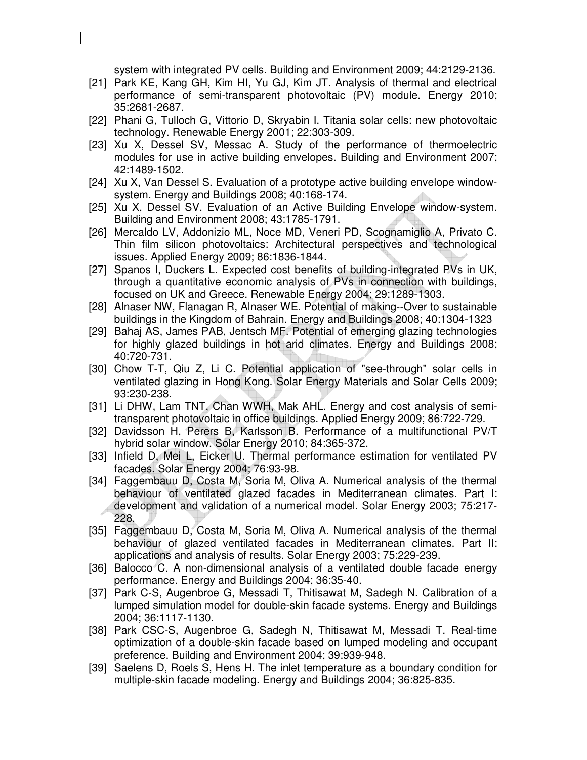system with integrated PV cells. Building and Environment 2009; 44:2129-2136.

[21] Park KE, Kang GH, Kim HI, Yu GJ, Kim JT. Analysis of thermal and electrical performance of semi-transparent photovoltaic (PV) module. Energy 2010; 35:2681-2687.

[22] Phani G, Tulloch G, Vittorio D, Skryabin I. Titania solar cells: new photovoltaic technology. Renewable Energy 2001; 22:303-309.

[23] Xu X, Dessel SV, Messac A. Study of the performance of thermoelectric modules for use in active building envelopes. Building and Environment 2007; 42:1489-1502.

[24] Xu X, Van Dessel S. Evaluation of a prototype active building envelope window-system. Energy and Buildings 2008; 40:168-174.

[25] Xu X, Dessel SV. Evaluation of an Active Building Envelope window-system. Building and Environment 2008; 43:1785-1791.

[26] Mercaldo LV, Addonizio ML, Noce MD, Veneri PD, Scognamiglio A, Privato C. Thin film silicon photovoltaics: Architectural perspectives and technological issues. Applied Energy 2009; 86:1836-1844.

[27] Spanos I, Duckers L. Expected cost benefits of building-integrated PVs in UK, through a quantitative economic analysis of PVs in connection with buildings, focused on UK and Greece. Renewable Energy 2004; 29:1289-1303.

[28] Alnaser NW, Flanagan R, Alnaser WE. Potential of making--Over to sustainable buildings in the Kingdom of Bahrain. Energy and Buildings 2008; 40:1304-1323

[29] Bahaj AS, James PAB, Jentsch MF. Potential of emerging glazing technologies for highly glazed buildings in hot arid climates. Energy and Buildings 2008; 40:720-731.

[30] Chow T-T, Qiu Z, Li C. Potential application of "see-through" solar cells in ventilated glazing in Hong Kong. Solar Energy Materials and Solar Cells 2009; 93:230-238.

[31] Li DHW, Lam TNT, Chan WWH, Mak AHL. Energy and cost analysis of semi-transparent photovoltaic in office buildings. Applied Energy 2009; 86:722-729.

[32] Davidsson H, Perers B, Karlsson B. Performance of a multifunctional PV/T hybrid solar window. Solar Energy 2010; 84:365-372.

[33] Infield D, Mei L, Eicker U. Thermal performance estimation for ventilated PV facades. Solar Energy 2004; 76:93-98.

[34] Faggembauu D, Costa M, Soria M, Oliva A. Numerical analysis of the thermal behaviour of ventilated glazed facades in Mediterranean climates. Part I: development and validation of a numerical model. Solar Energy 2003; 75:217-228.

[35] Faggembauu D, Costa M, Soria M, Oliva A. Numerical analysis of the thermal behaviour of glazed ventilated facades in Mediterranean climates. Part II: applications and analysis of results. Solar Energy 2003; 75:229-239.

[36] Balocco C. A non-dimensional analysis of a ventilated double facade energy performance. Energy and Buildings 2004; 36:35-40.

[37] Park C-S, Augenbroe G, Messadi T, Thitisawat M, Sadegh N. Calibration of a lumped simulation model for double-skin facade systems. Energy and Buildings 2004; 36:1117-1130.

[38] Park CSC-S, Augenbroe G, Sadegh N, Thitisawat M, Messadi T. Real-time optimization of a double-skin facade based on lumped modeling and occupant preference. Building and Environment 2004; 39:939-948.

[39] Saelens D, Roels S, Hens H. The inlet temperature as a boundary condition for multiple-skin facade modeling. Energy and Buildings 2004; 36:825-835.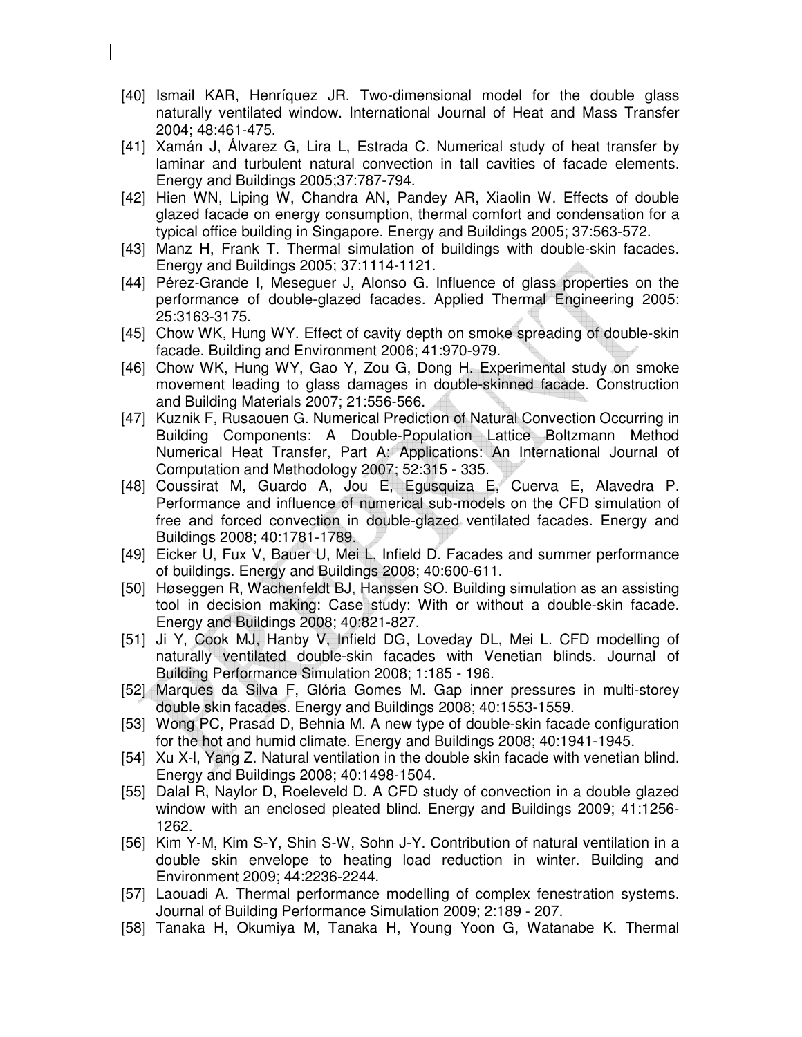[40] Ismail KAR, Henríquez JR. Two-dimensional model for the double glass naturally ventilated window. International Journal of Heat and Mass Transfer 2004; 48:461-475.

[41] Xamán J, Álvarez G, Lira L, Estrada C. Numerical study of heat transfer by laminar and turbulent natural convection in tall cavities of facade elements. Energy and Buildings 2005;37:787-794.

[42] Hien WN, Liping W, Chandra AN, Pandey AR, Xiaolin W. Effects of double glazed facade on energy consumption, thermal comfort and condensation for a typical office building in Singapore. Energy and Buildings 2005; 37:563-572.

[43] Manz H, Frank T. Thermal simulation of buildings with double-skin facades. Energy and Buildings 2005; 37:1114-1121.

[44] Pérez-Grande I, Meseguer J, Alonso G. Influence of glass properties on the performance of double-glazed facades. Applied Thermal Engineering 2005; 25:3163-3175.

[45] Chow WK, Hung WY. Effect of cavity depth on smoke spreading of double-skin facade. Building and Environment 2006; 41:970-979.

[46] Chow WK, Hung WY, Gao Y, Zou G, Dong H. Experimental study on smoke movement leading to glass damages in double-skinned facade. Construction and Building Materials 2007; 21:556-566.

[47] Kuznik F, Rusaouen G. Numerical Prediction of Natural Convection Occurring in Building Components: A Double-Population Lattice Boltzmann Method Numerical Heat Transfer, Part A: Applications: An International Journal of Computation and Methodology 2007; 52:315 - 335.

[48] Coussirat M, Guardo A, Jou E, Egusquiza E, Cuerva E, Alavedra P. Performance and influence of numerical sub-models on the CFD simulation of free and forced convection in double-glazed ventilated facades. Energy and Buildings 2008; 40:1781-1789.

[49] Eicker U, Fux V, Bauer U, Mei L, Infield D. Facades and summer performance of buildings. Energy and Buildings 2008; 40:600-611.

[50] Høseggen R, Wachenfeldt BJ, Hanssen SO. Building simulation as an assisting tool in decision making: Case study: With or without a double-skin facade. Energy and Buildings 2008; 40:821-827.

[51] Ji Y, Cook MJ, Hanby V, Infield DG, Loveday DL, Mei L. CFD modelling of naturally ventilated double-skin facades with Venetian blinds. Journal of Building Performance Simulation 2008; 1:185 - 196.

[52] Marques da Silva F, Glória Gomes M. Gap inner pressures in multi-storey double skin facades. Energy and Buildings 2008; 40:1553-1559.

[53] Wong PC, Prasad D, Behnia M. A new type of double-skin facade configuration for the hot and humid climate. Energy and Buildings 2008; 40:1941-1945.

[54] Xu X-l, Yang Z. Natural ventilation in the double skin facade with venetian blind. Energy and Buildings 2008; 40:1498-1504.

[55] Dalal R, Naylor D, Roeleveld D. A CFD study of convection in a double glazed window with an enclosed pleated blind. Energy and Buildings 2009; 41:1256-1262.

[56] Kim Y-M, Kim S-Y, Shin S-W, Sohn J-Y. Contribution of natural ventilation in a double skin envelope to heating load reduction in winter. Building and Environment 2009; 44:2236-2244.

[57] Laouadi A. Thermal performance modelling of complex fenestration systems. Journal of Building Performance Simulation 2009; 2:189 - 207.

[58] Tanaka H, Okumiya M, Tanaka H, Young Yoon G, Watanabe K. Thermal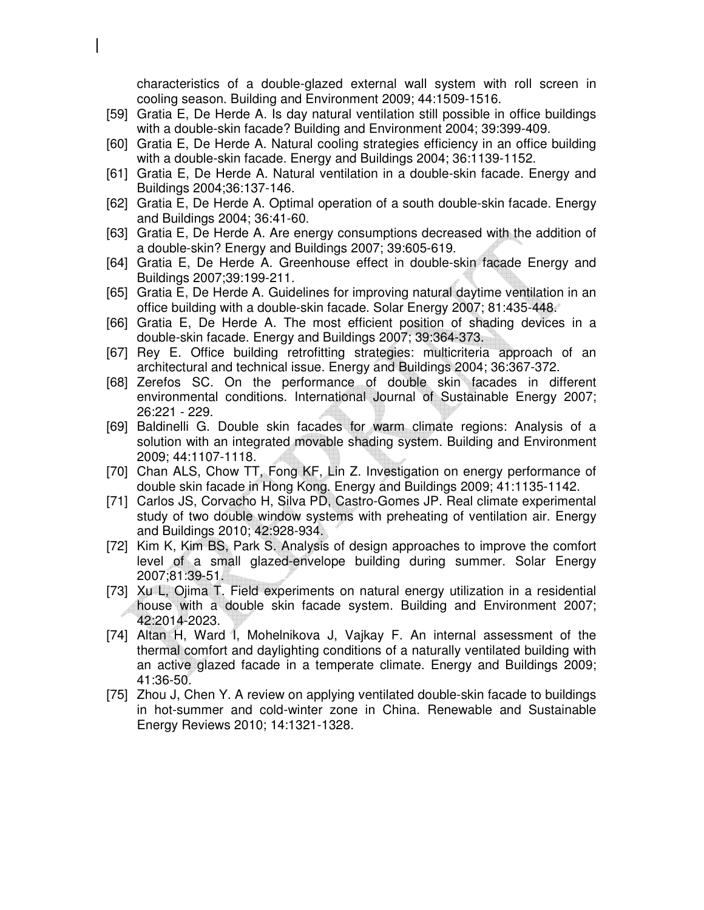characteristics of a double-glazed external wall system with roll screen in cooling season. Building and Environment 2009; 44:1509-1516.

[59] Gratia E, De Herde A. Is day natural ventilation still possible in office buildings with a double-skin facade? Building and Environment 2004; 39:399-409.

[60] Gratia E, De Herde A. Natural cooling strategies efficiency in an office building with a double-skin facade. Energy and Buildings 2004; 36:1139-1152.

[61] Gratia E, De Herde A. Natural ventilation in a double-skin facade. Energy and Buildings 2004;36:137-146.

[62] Gratia E, De Herde A. Optimal operation of a south double-skin facade. Energy and Buildings 2004; 36:41-60.

[63] Gratia E, De Herde A. Are energy consumptions decreased with the addition of a double-skin? Energy and Buildings 2007; 39:605-619.

[64] Gratia E, De Herde A. Greenhouse effect in double-skin facade Energy and Buildings 2007;39:199-211.

[65] Gratia E, De Herde A. Guidelines for improving natural daytime ventilation in an office building with a double-skin facade. Solar Energy 2007; 81:435-448.

[66] Gratia E, De Herde A. The most efficient position of shading devices in a double-skin facade. Energy and Buildings 2007; 39:364-373.

[67] Rey E. Office building retrofitting strategies: multicriteria approach of an architectural and technical issue. Energy and Buildings 2004; 36:367-372.

[68] Zerefos SC. On the performance of double skin facades in different environmental conditions. International Journal of Sustainable Energy 2007; 26:221 - 229.

[69] Baldinelli G. Double skin facades for warm climate regions: Analysis of a solution with an integrated movable shading system. Building and Environment 2009; 44:1107-1118.

[70] Chan ALS, Chow TT, Fong KF, Lin Z. Investigation on energy performance of double skin facade in Hong Kong. Energy and Buildings 2009; 41:1135-1142.

[71] Carlos JS, Corvacho H, Silva PD, Castro-Gomes JP. Real climate experimental study of two double window systems with preheating of ventilation air. Energy and Buildings 2010; 42:928-934.

[72] Kim K, Kim BS, Park S. Analysis of design approaches to improve the comfort level of a small glazed-envelope building during summer. Solar Energy 2007;81:39-51.

[73] Xu L, Ojima T. Field experiments on natural energy utilization in a residential house with a double skin facade system. Building and Environment 2007; 42:2014-2023.

[74] Altan H, Ward I, Mohelnikova J, Vajkay F. An internal assessment of the thermal comfort and daylighting conditions of a naturally ventilated building with an active glazed facade in a temperate climate. Energy and Buildings 2009; 41:36-50.

[75] Zhou J, Chen Y. A review on applying ventilated double-skin facade to buildings in hot-summer and cold-winter zone in China. Renewable and Sustainable Energy Reviews 2010; 14:1321-1328.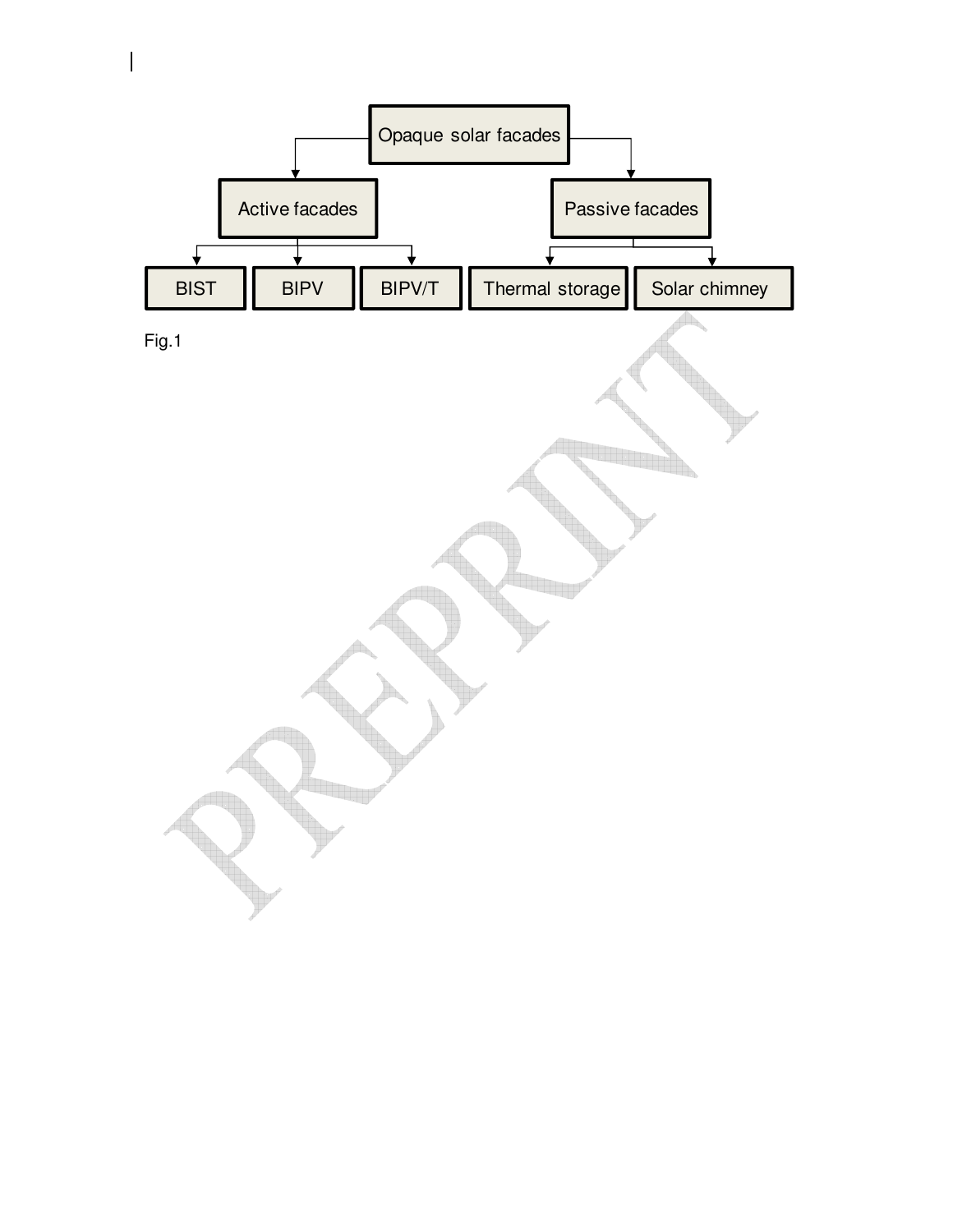- Opaque solar facades
  - Active facades
    - BIST
    - BIPV
    - BIPV/T
  - Passive facades
    - Thermal storage
    - Solar chimney

Fig.1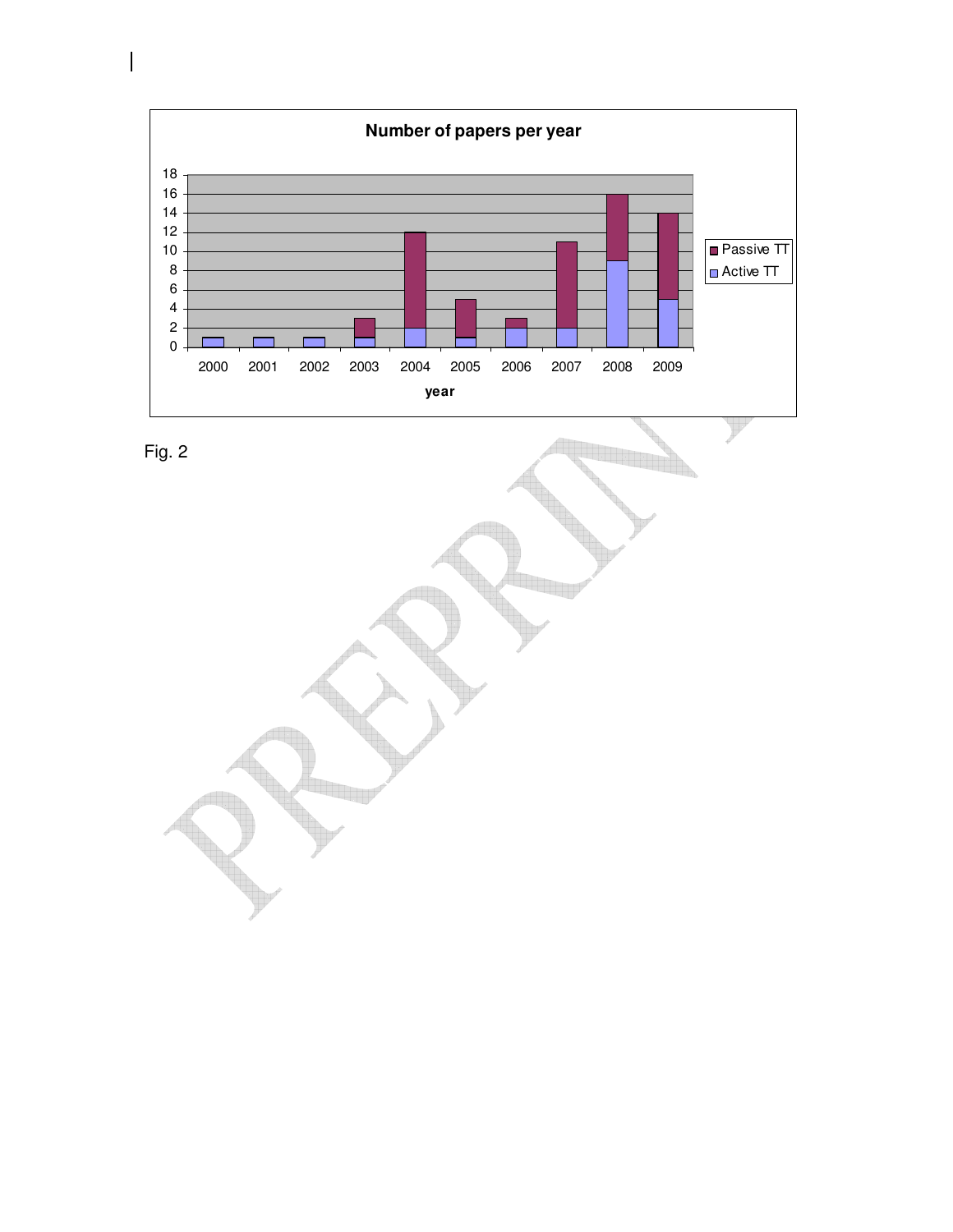**Number of papers per year**

Fig. 2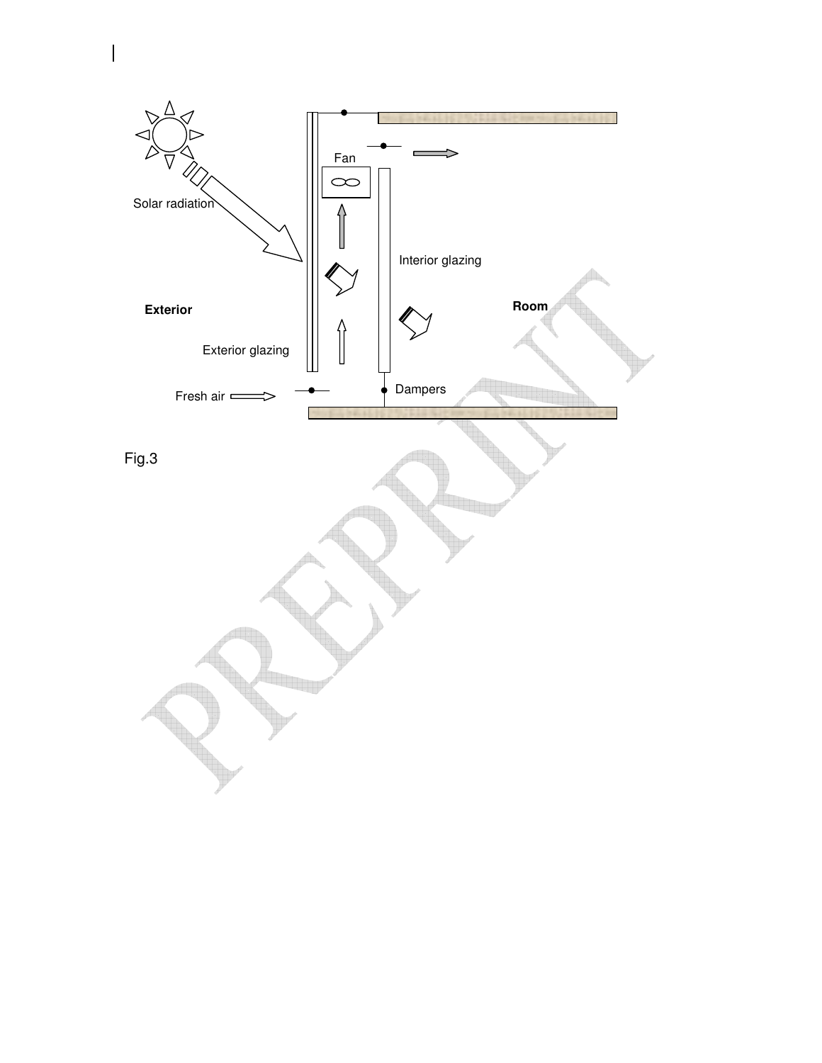Fig.3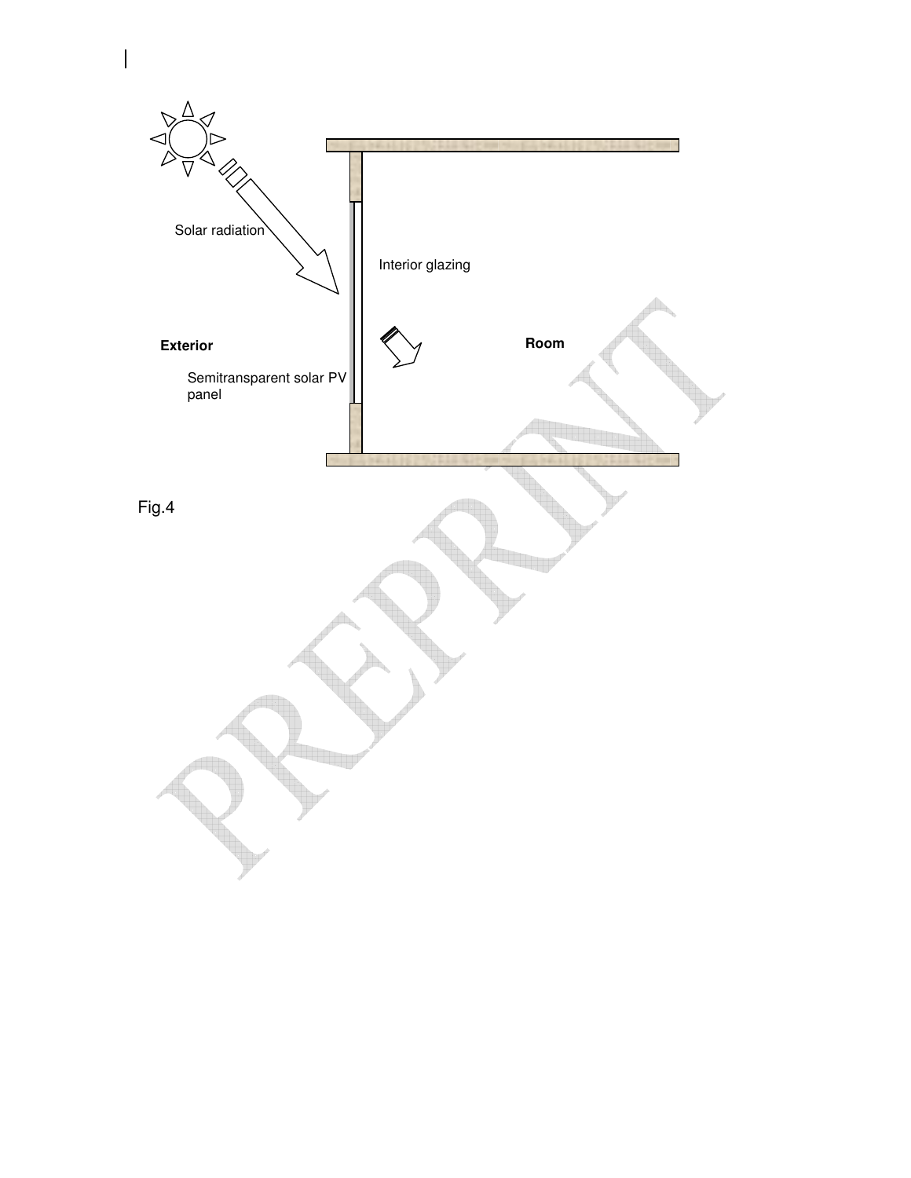Solar radiation

Interior glazing

Exterior

Room

Semitransparent solar PV panel

Fig.4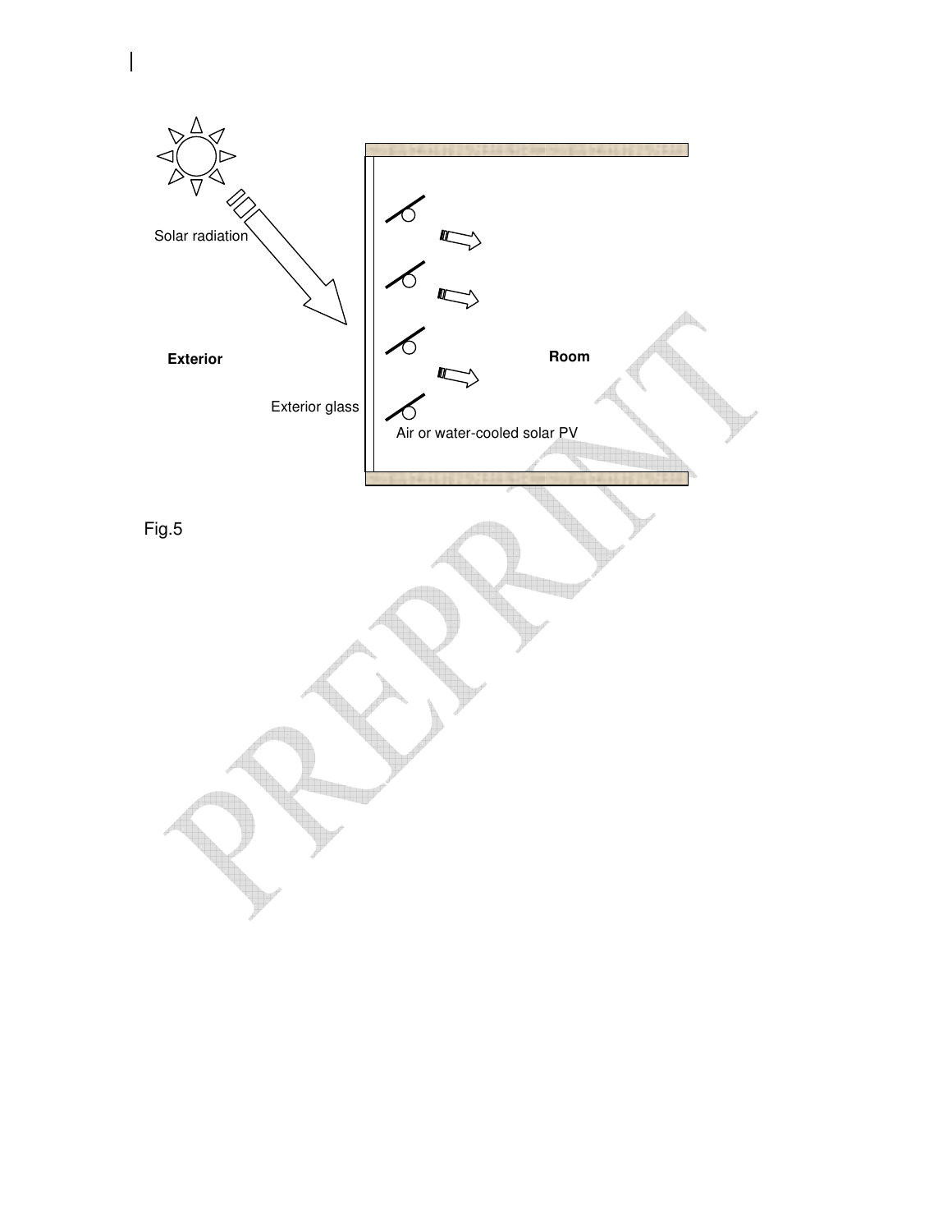Solar radiation

Exterior

Exterior glass

Room

Air or water-cooled solar PV

Fig.5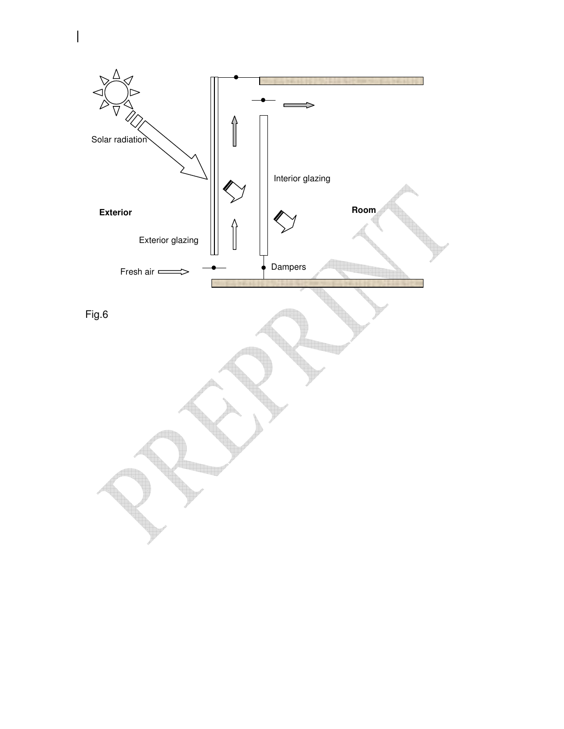Solar radiation

Interior glazing

Exterior

Room

Exterior glazing

Fresh air

Dampers

Fig.6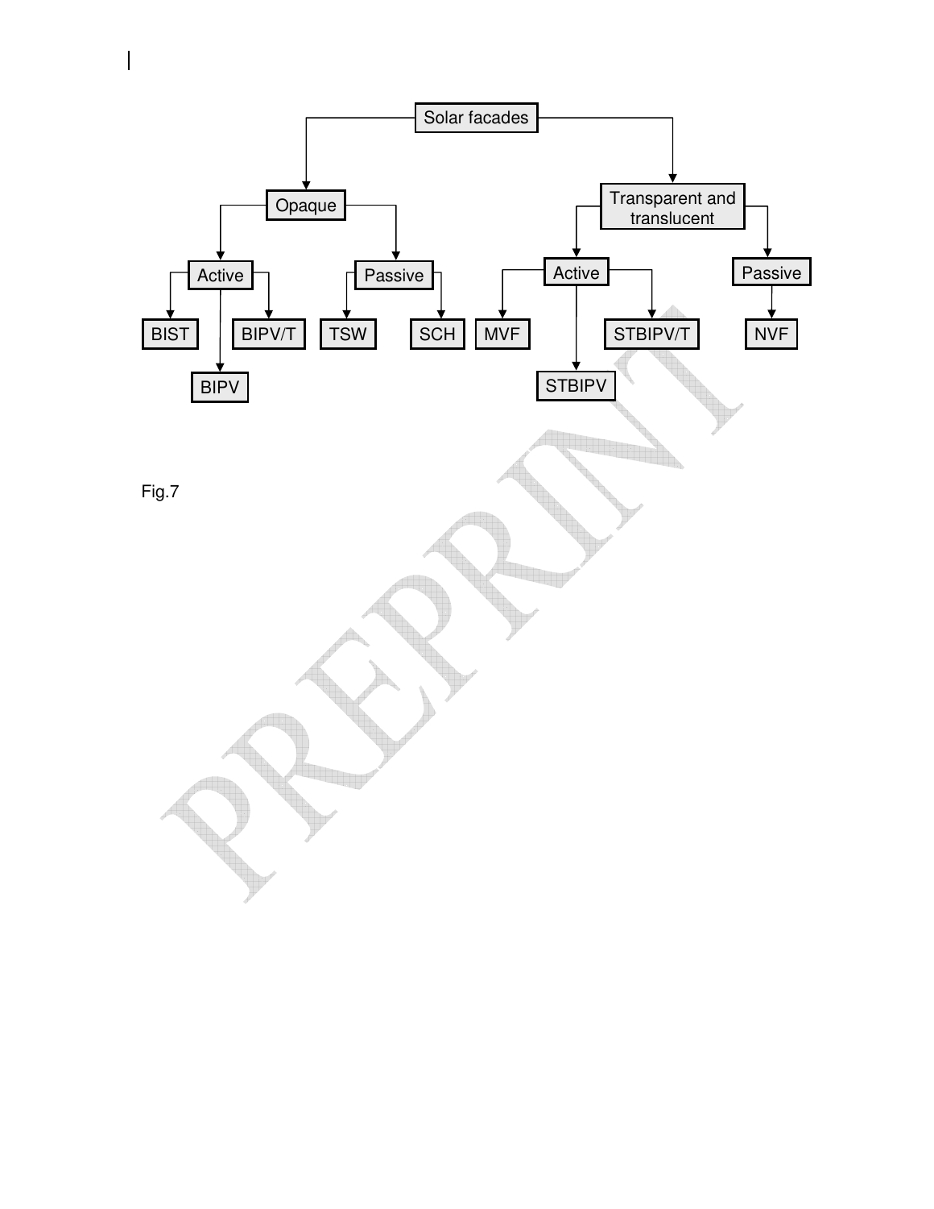Solar facades

Opaque

Transparent and translucent

Active

Passive

Active

Passive

BIST

BIPV/T

BIPV

TSW

SCH

MVF

STBIPV/T

STBIPV

NVF

Fig.7